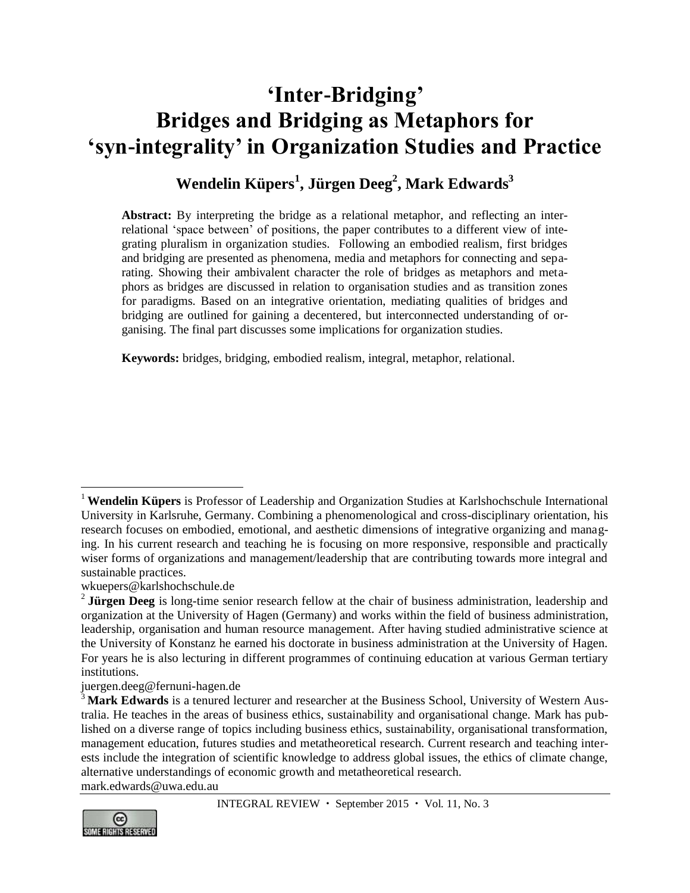# 'Inter-Bridging'
# Bridges and Bridging as Metaphors for 'syn-integrality' in Organization Studies and Practice

**Wendelin Küpers[1], Jürgen Deeg[2], Mark Edwards[3]**

**Abstract:** By interpreting the bridge as a relational metaphor, and reflecting an inter-relational 'space between' of positions, the paper contributes to a different view of integrating pluralism in organization studies. Following an embodied realism, first bridges and bridging are presented as phenomena, media and metaphors for connecting and separating. Showing their ambivalent character the role of bridges as metaphors and metaphors as bridges are discussed in relation to organisation studies and as transition zones for paradigms. Based on an integrative orientation, mediating qualities of bridges and bridging are outlined for gaining a decentered, but interconnected understanding of organising. The final part discusses some implications for organization studies.

**Keywords:** bridges, bridging, embodied realism, integral, metaphor, relational.

---

[1] **Wendelin Küpers** is Professor of Leadership and Organization Studies at Karlshochschule International University in Karlsruhe, Germany. Combining a phenomenological and cross-disciplinary orientation, his research focuses on embodied, emotional, and aesthetic dimensions of integrative organizing and managing. In his current research and teaching he is focusing on more responsive, responsible and practically wiser forms of organizations and management/leadership that are contributing towards more integral and sustainable practices.
wkuepers@karlshochschule.de

[2] **Jürgen Deeg** is long-time senior research fellow at the chair of business administration, leadership and organization at the University of Hagen (Germany) and works within the field of business administration, leadership, organisation and human resource management. After having studied administrative science at the University of Konstanz he earned his doctorate in business administration at the University of Hagen. For years he is also lecturing in different programmes of continuing education at various German tertiary institutions.
juergen.deeg@fernuni-hagen.de

[3] **Mark Edwards** is a tenured lecturer and researcher at the Business School, University of Western Australia. He teaches in the areas of business ethics, sustainability and organisational change. Mark has published on a diverse range of topics including business ethics, sustainability, organisational transformation, management education, futures studies and metatheoretical research. Current research and teaching interests include the integration of scientific knowledge to address global issues, the ethics of climate change, alternative understandings of economic growth and metatheoretical research.
mark.edwards@uwa.edu.au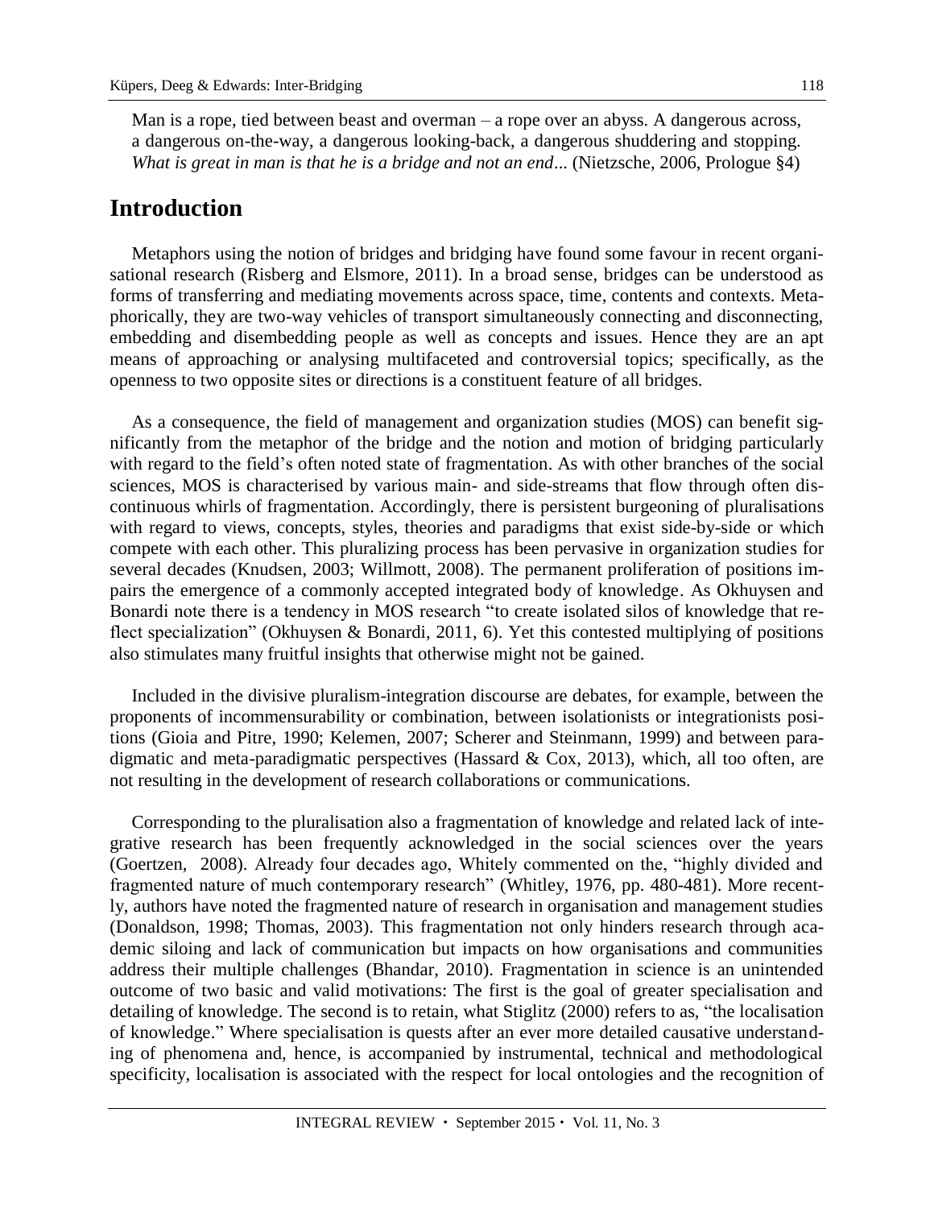Man is a rope, tied between beast and overman – a rope over an abyss. A dangerous across, a dangerous on-the-way, a dangerous looking-back, a dangerous shuddering and stopping. *What is great in man is that he is a bridge and not an end*... (Nietzsche, 2006, Prologue §4)

## Introduction

Metaphors using the notion of bridges and bridging have found some favour in recent organisational research (Risberg and Elsmore, 2011). In a broad sense, bridges can be understood as forms of transferring and mediating movements across space, time, contents and contexts. Metaphorically, they are two-way vehicles of transport simultaneously connecting and disconnecting, embedding and disembedding people as well as concepts and issues. Hence they are an apt means of approaching or analysing multifaceted and controversial topics; specifically, as the openness to two opposite sites or directions is a constituent feature of all bridges.

As a consequence, the field of management and organization studies (MOS) can benefit significantly from the metaphor of the bridge and the notion and motion of bridging particularly with regard to the field's often noted state of fragmentation. As with other branches of the social sciences, MOS is characterised by various main- and side-streams that flow through often discontinuous whirls of fragmentation. Accordingly, there is persistent burgeoning of pluralisations with regard to views, concepts, styles, theories and paradigms that exist side-by-side or which compete with each other. This pluralizing process has been pervasive in organization studies for several decades (Knudsen, 2003; Willmott, 2008). The permanent proliferation of positions impairs the emergence of a commonly accepted integrated body of knowledge. As Okhuysen and Bonardi note there is a tendency in MOS research "to create isolated silos of knowledge that reflect specialization" (Okhuysen & Bonardi, 2011, 6). Yet this contested multiplying of positions also stimulates many fruitful insights that otherwise might not be gained.

Included in the divisive pluralism-integration discourse are debates, for example, between the proponents of incommensurability or combination, between isolationists or integrationists positions (Gioia and Pitre, 1990; Kelemen, 2007; Scherer and Steinmann, 1999) and between paradigmatic and meta-paradigmatic perspectives (Hassard & Cox, 2013), which, all too often, are not resulting in the development of research collaborations or communications.

Corresponding to the pluralisation also a fragmentation of knowledge and related lack of integrative research has been frequently acknowledged in the social sciences over the years (Goertzen, 2008). Already four decades ago, Whitely commented on the, "highly divided and fragmented nature of much contemporary research" (Whitley, 1976, pp. 480-481). More recently, authors have noted the fragmented nature of research in organisation and management studies (Donaldson, 1998; Thomas, 2003). This fragmentation not only hinders research through academic siloing and lack of communication but impacts on how organisations and communities address their multiple challenges (Bhandar, 2010). Fragmentation in science is an unintended outcome of two basic and valid motivations: The first is the goal of greater specialisation and detailing of knowledge. The second is to retain, what Stiglitz (2000) refers to as, "the localisation of knowledge." Where specialisation is quests after an ever more detailed causative understanding of phenomena and, hence, is accompanied by instrumental, technical and methodological specificity, localisation is associated with the respect for local ontologies and the recognition of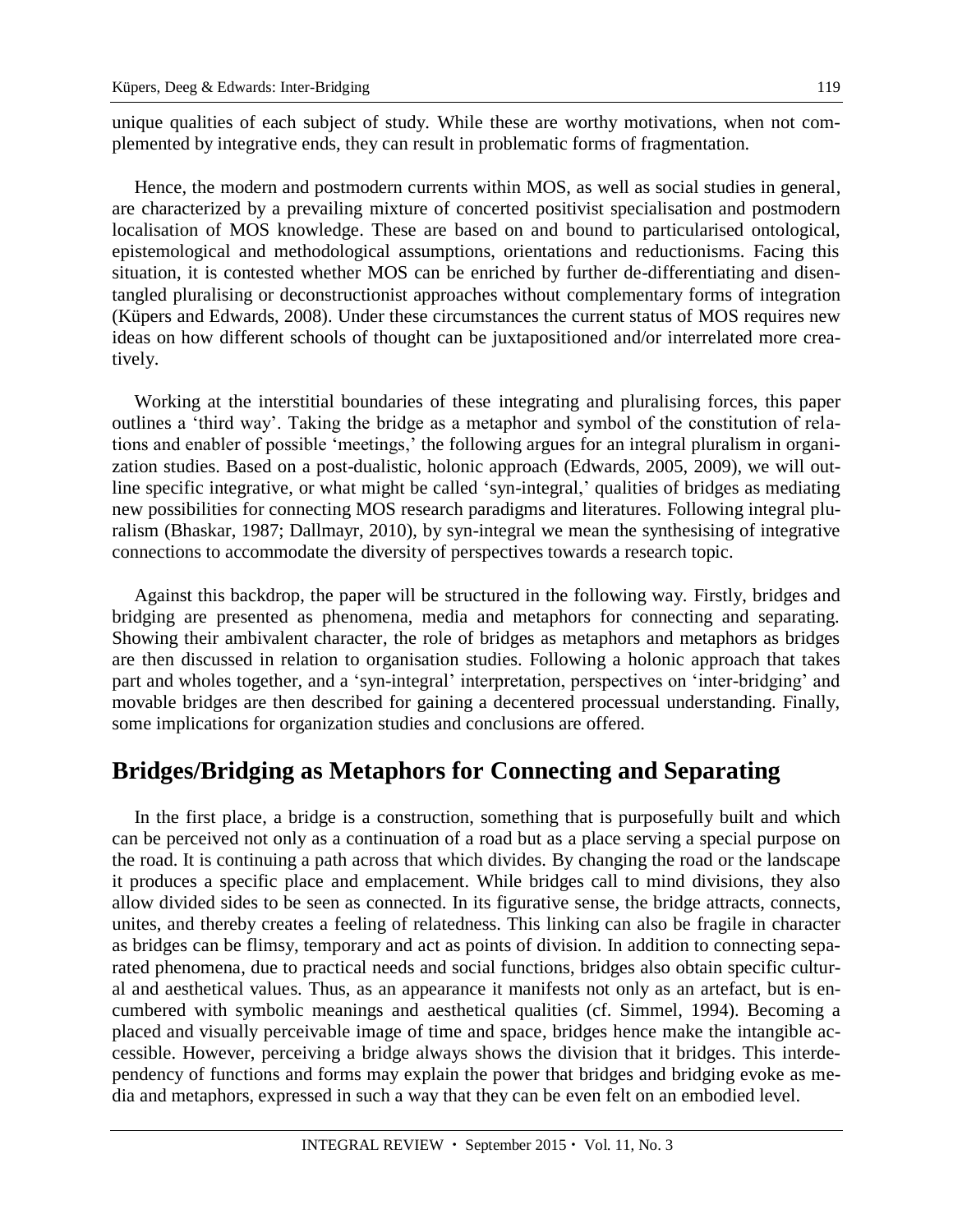unique qualities of each subject of study. While these are worthy motivations, when not complemented by integrative ends, they can result in problematic forms of fragmentation.

Hence, the modern and postmodern currents within MOS, as well as social studies in general, are characterized by a prevailing mixture of concerted positivist specialisation and postmodern localisation of MOS knowledge. These are based on and bound to particularised ontological, epistemological and methodological assumptions, orientations and reductionisms. Facing this situation, it is contested whether MOS can be enriched by further de-differentiating and disentangled pluralising or deconstructionist approaches without complementary forms of integration (Küpers and Edwards, 2008). Under these circumstances the current status of MOS requires new ideas on how different schools of thought can be juxtapositioned and/or interrelated more creatively.

Working at the interstitial boundaries of these integrating and pluralising forces, this paper outlines a 'third way'. Taking the bridge as a metaphor and symbol of the constitution of relations and enabler of possible 'meetings,' the following argues for an integral pluralism in organization studies. Based on a post-dualistic, holonic approach (Edwards, 2005, 2009), we will outline specific integrative, or what might be called 'syn-integral,' qualities of bridges as mediating new possibilities for connecting MOS research paradigms and literatures. Following integral pluralism (Bhaskar, 1987; Dallmayr, 2010), by syn-integral we mean the synthesising of integrative connections to accommodate the diversity of perspectives towards a research topic.

Against this backdrop, the paper will be structured in the following way. Firstly, bridges and bridging are presented as phenomena, media and metaphors for connecting and separating. Showing their ambivalent character, the role of bridges as metaphors and metaphors as bridges are then discussed in relation to organisation studies. Following a holonic approach that takes part and wholes together, and a 'syn-integral' interpretation, perspectives on 'inter-bridging' and movable bridges are then described for gaining a decentered processual understanding. Finally, some implications for organization studies and conclusions are offered.

## Bridges/Bridging as Metaphors for Connecting and Separating

In the first place, a bridge is a construction, something that is purposefully built and which can be perceived not only as a continuation of a road but as a place serving a special purpose on the road. It is continuing a path across that which divides. By changing the road or the landscape it produces a specific place and emplacement. While bridges call to mind divisions, they also allow divided sides to be seen as connected. In its figurative sense, the bridge attracts, connects, unites, and thereby creates a feeling of relatedness. This linking can also be fragile in character as bridges can be flimsy, temporary and act as points of division. In addition to connecting separated phenomena, due to practical needs and social functions, bridges also obtain specific cultural and aesthetical values. Thus, as an appearance it manifests not only as an artefact, but is encumbered with symbolic meanings and aesthetical qualities (cf. Simmel, 1994). Becoming a placed and visually perceivable image of time and space, bridges hence make the intangible accessible. However, perceiving a bridge always shows the division that it bridges. This interdependency of functions and forms may explain the power that bridges and bridging evoke as media and metaphors, expressed in such a way that they can be even felt on an embodied level.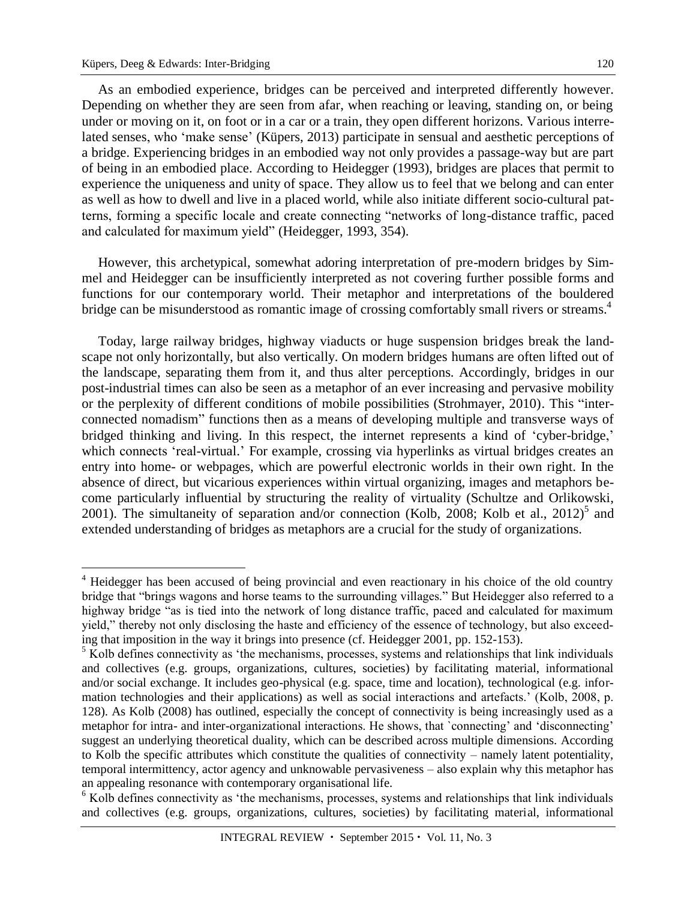As an embodied experience, bridges can be perceived and interpreted differently however. Depending on whether they are seen from afar, when reaching or leaving, standing on, or being under or moving on it, on foot or in a car or a train, they open different horizons. Various interrelated senses, who 'make sense' (Küpers, 2013) participate in sensual and aesthetic perceptions of a bridge. Experiencing bridges in an embodied way not only provides a passage-way but are part of being in an embodied place. According to Heidegger (1993), bridges are places that permit to experience the uniqueness and unity of space. They allow us to feel that we belong and can enter as well as how to dwell and live in a placed world, while also initiate different socio-cultural patterns, forming a specific locale and create connecting "networks of long-distance traffic, paced and calculated for maximum yield" (Heidegger, 1993, 354).

However, this archetypical, somewhat adoring interpretation of pre-modern bridges by Simmel and Heidegger can be insufficiently interpreted as not covering further possible forms and functions for our contemporary world. Their metaphor and interpretations of the bouldered bridge can be misunderstood as romantic image of crossing comfortably small rivers or streams.[4]

Today, large railway bridges, highway viaducts or huge suspension bridges break the landscape not only horizontally, but also vertically. On modern bridges humans are often lifted out of the landscape, separating them from it, and thus alter perceptions. Accordingly, bridges in our post-industrial times can also be seen as a metaphor of an ever increasing and pervasive mobility or the perplexity of different conditions of mobile possibilities (Strohmayer, 2010). This "interconnected nomadism" functions then as a means of developing multiple and transverse ways of bridged thinking and living. In this respect, the internet represents a kind of 'cyber-bridge,' which connects 'real-virtual.' For example, crossing via hyperlinks as virtual bridges creates an entry into home- or webpages, which are powerful electronic worlds in their own right. In the absence of direct, but vicarious experiences within virtual organizing, images and metaphors become particularly influential by structuring the reality of virtuality (Schultze and Orlikowski, 2001). The simultaneity of separation and/or connection (Kolb, 2008; Kolb et al., 2012)[5] and extended understanding of bridges as metaphors are a crucial for the study of organizations.

---

[4] Heidegger has been accused of being provincial and even reactionary in his choice of the old country bridge that "brings wagons and horse teams to the surrounding villages." But Heidegger also referred to a highway bridge "as is tied into the network of long distance traffic, paced and calculated for maximum yield," thereby not only disclosing the haste and efficiency of the essence of technology, but also exceeding that imposition in the way it brings into presence (cf. Heidegger 2001, pp. 152-153).

[5] Kolb defines connectivity as 'the mechanisms, processes, systems and relationships that link individuals and collectives (e.g. groups, organizations, cultures, societies) by facilitating material, informational and/or social exchange. It includes geo-physical (e.g. space, time and location), technological (e.g. information technologies and their applications) as well as social interactions and artefacts.' (Kolb, 2008, p. 128). As Kolb (2008) has outlined, especially the concept of connectivity is being increasingly used as a metaphor for intra- and inter-organizational interactions. He shows, that `connecting' and 'disconnecting' suggest an underlying theoretical duality, which can be described across multiple dimensions. According to Kolb the specific attributes which constitute the qualities of connectivity – namely latent potentiality, temporal intermittency, actor agency and unknowable pervasiveness – also explain why this metaphor has an appealing resonance with contemporary organisational life.

[6] Kolb defines connectivity as 'the mechanisms, processes, systems and relationships that link individuals and collectives (e.g. groups, organizations, cultures, societies) by facilitating material, informational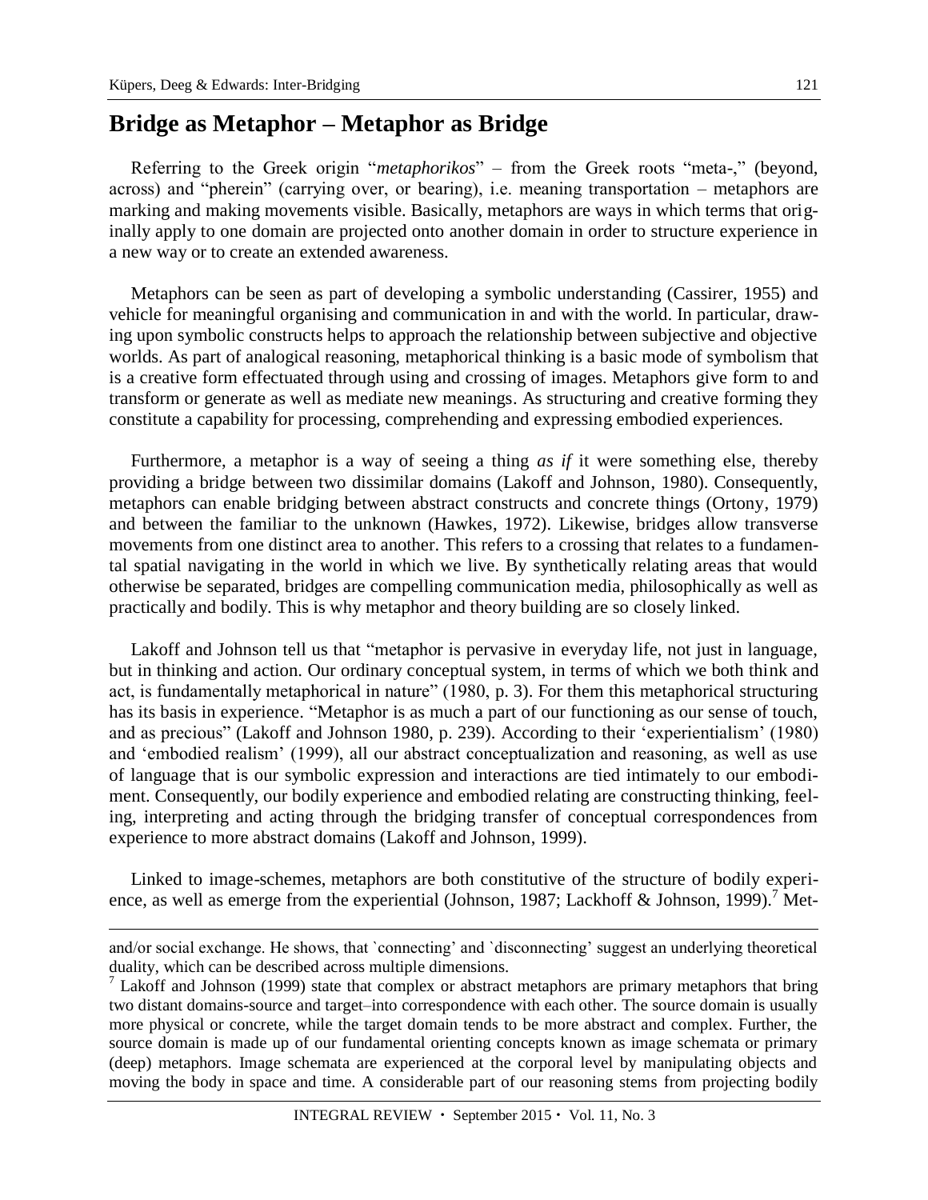## Bridge as Metaphor – Metaphor as Bridge

Referring to the Greek origin "*metaphorikos*" – from the Greek roots "meta-," (beyond, across) and "pherein" (carrying over, or bearing), i.e. meaning transportation – metaphors are marking and making movements visible. Basically, metaphors are ways in which terms that originally apply to one domain are projected onto another domain in order to structure experience in a new way or to create an extended awareness.

Metaphors can be seen as part of developing a symbolic understanding (Cassirer, 1955) and vehicle for meaningful organising and communication in and with the world. In particular, drawing upon symbolic constructs helps to approach the relationship between subjective and objective worlds. As part of analogical reasoning, metaphorical thinking is a basic mode of symbolism that is a creative form effectuated through using and crossing of images. Metaphors give form to and transform or generate as well as mediate new meanings. As structuring and creative forming they constitute a capability for processing, comprehending and expressing embodied experiences.

Furthermore, a metaphor is a way of seeing a thing *as if* it were something else, thereby providing a bridge between two dissimilar domains (Lakoff and Johnson, 1980). Consequently, metaphors can enable bridging between abstract constructs and concrete things (Ortony, 1979) and between the familiar to the unknown (Hawkes, 1972). Likewise, bridges allow transverse movements from one distinct area to another. This refers to a crossing that relates to a fundamental spatial navigating in the world in which we live. By synthetically relating areas that would otherwise be separated, bridges are compelling communication media, philosophically as well as practically and bodily. This is why metaphor and theory building are so closely linked.

Lakoff and Johnson tell us that "metaphor is pervasive in everyday life, not just in language, but in thinking and action. Our ordinary conceptual system, in terms of which we both think and act, is fundamentally metaphorical in nature" (1980, p. 3). For them this metaphorical structuring has its basis in experience. "Metaphor is as much a part of our functioning as our sense of touch, and as precious" (Lakoff and Johnson 1980, p. 239). According to their 'experientialism' (1980) and 'embodied realism' (1999), all our abstract conceptualization and reasoning, as well as use of language that is our symbolic expression and interactions are tied intimately to our embodiment. Consequently, our bodily experience and embodied relating are constructing thinking, feeling, interpreting and acting through the bridging transfer of conceptual correspondences from experience to more abstract domains (Lakoff and Johnson, 1999).

Linked to image-schemes, metaphors are both constitutive of the structure of bodily experience, as well as emerge from the experiential (Johnson, 1987; Lackhoff & Johnson, 1999).[7] Met-

---

and/or social exchange. He shows, that `connecting' and `disconnecting' suggest an underlying theoretical duality, which can be described across multiple dimensions.

[7] Lakoff and Johnson (1999) state that complex or abstract metaphors are primary metaphors that bring two distant domains-source and target–into correspondence with each other. The source domain is usually more physical or concrete, while the target domain tends to be more abstract and complex. Further, the source domain is made up of our fundamental orienting concepts known as image schemata or primary (deep) metaphors. Image schemata are experienced at the corporal level by manipulating objects and moving the body in space and time. A considerable part of our reasoning stems from projecting bodily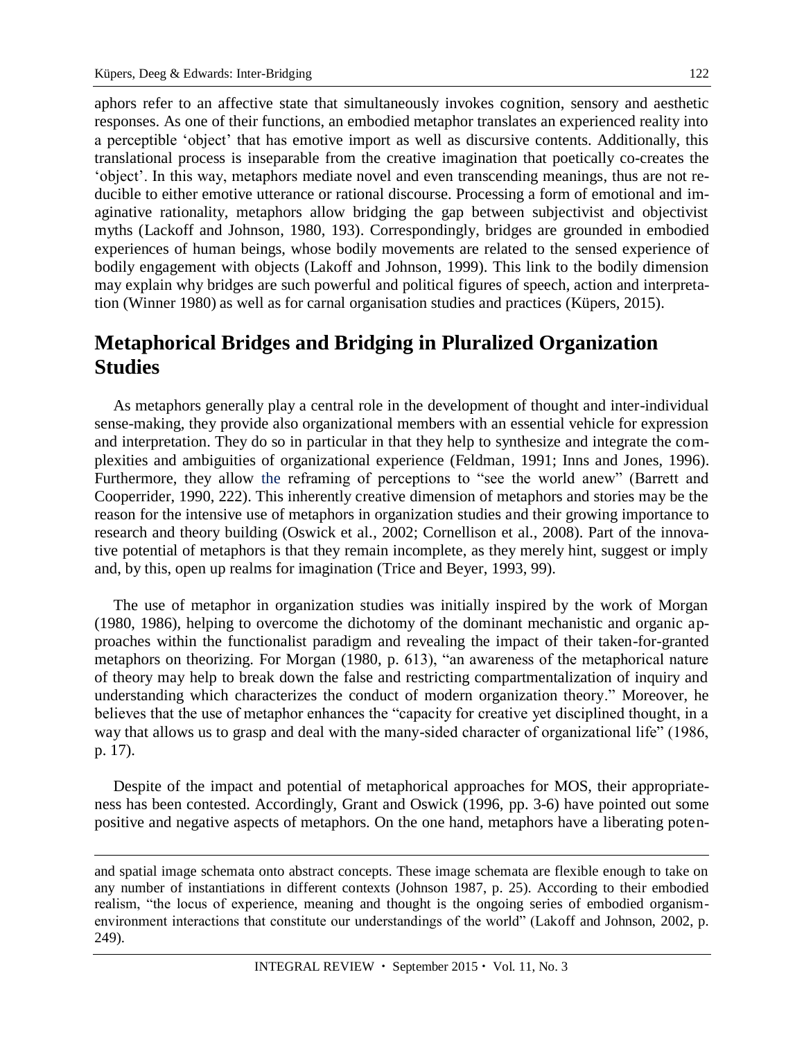aphors refer to an affective state that simultaneously invokes cognition, sensory and aesthetic responses. As one of their functions, an embodied metaphor translates an experienced reality into a perceptible 'object' that has emotive import as well as discursive contents. Additionally, this translational process is inseparable from the creative imagination that poetically co-creates the 'object'. In this way, metaphors mediate novel and even transcending meanings, thus are not reducible to either emotive utterance or rational discourse. Processing a form of emotional and imaginative rationality, metaphors allow bridging the gap between subjectivist and objectivist myths (Lackoff and Johnson, 1980, 193). Correspondingly, bridges are grounded in embodied experiences of human beings, whose bodily movements are related to the sensed experience of bodily engagement with objects (Lakoff and Johnson, 1999). This link to the bodily dimension may explain why bridges are such powerful and political figures of speech, action and interpretation (Winner 1980) as well as for carnal organisation studies and practices (Küpers, 2015).

## Metaphorical Bridges and Bridging in Pluralized Organization Studies

As metaphors generally play a central role in the development of thought and inter-individual sense-making, they provide also organizational members with an essential vehicle for expression and interpretation. They do so in particular in that they help to synthesize and integrate the complexities and ambiguities of organizational experience (Feldman, 1991; Inns and Jones, 1996). Furthermore, they allow the reframing of perceptions to "see the world anew" (Barrett and Cooperrider, 1990, 222). This inherently creative dimension of metaphors and stories may be the reason for the intensive use of metaphors in organization studies and their growing importance to research and theory building (Oswick et al., 2002; Cornellison et al., 2008). Part of the innovative potential of metaphors is that they remain incomplete, as they merely hint, suggest or imply and, by this, open up realms for imagination (Trice and Beyer, 1993, 99).

The use of metaphor in organization studies was initially inspired by the work of Morgan (1980, 1986), helping to overcome the dichotomy of the dominant mechanistic and organic approaches within the functionalist paradigm and revealing the impact of their taken-for-granted metaphors on theorizing. For Morgan (1980, p. 613), "an awareness of the metaphorical nature of theory may help to break down the false and restricting compartmentalization of inquiry and understanding which characterizes the conduct of modern organization theory." Moreover, he believes that the use of metaphor enhances the "capacity for creative yet disciplined thought, in a way that allows us to grasp and deal with the many-sided character of organizational life" (1986, p. 17).

Despite of the impact and potential of metaphorical approaches for MOS, their appropriateness has been contested. Accordingly, Grant and Oswick (1996, pp. 3-6) have pointed out some positive and negative aspects of metaphors. On the one hand, metaphors have a liberating poten-

---

and spatial image schemata onto abstract concepts. These image schemata are flexible enough to take on any number of instantiations in different contexts (Johnson 1987, p. 25). According to their embodied realism, "the locus of experience, meaning and thought is the ongoing series of embodied organism-environment interactions that constitute our understandings of the world" (Lakoff and Johnson, 2002, p. 249).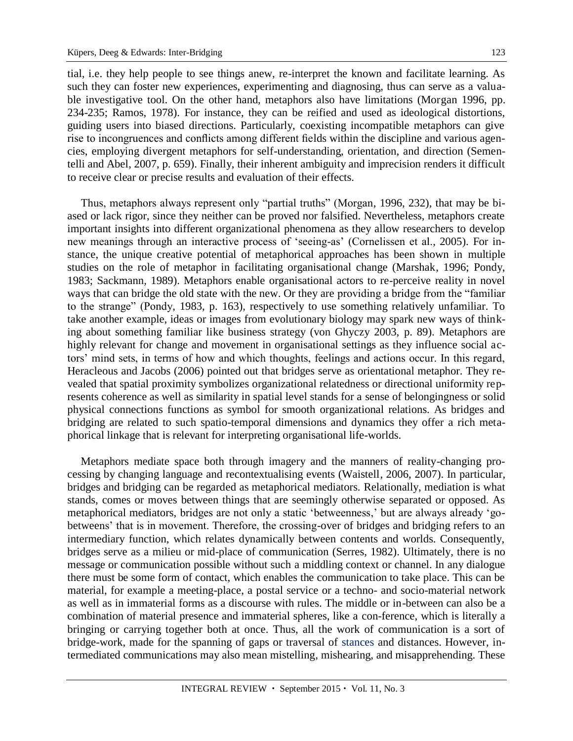tial, i.e. they help people to see things anew, re-interpret the known and facilitate learning. As such they can foster new experiences, experimenting and diagnosing, thus can serve as a valuable investigative tool. On the other hand, metaphors also have limitations (Morgan 1996, pp. 234-235; Ramos, 1978). For instance, they can be reified and used as ideological distortions, guiding users into biased directions. Particularly, coexisting incompatible metaphors can give rise to incongruences and conflicts among different fields within the discipline and various agencies, employing divergent metaphors for self-understanding, orientation, and direction (Sementelli and Abel, 2007, p. 659). Finally, their inherent ambiguity and imprecision renders it difficult to receive clear or precise results and evaluation of their effects.

Thus, metaphors always represent only "partial truths" (Morgan, 1996, 232), that may be biased or lack rigor, since they neither can be proved nor falsified. Nevertheless, metaphors create important insights into different organizational phenomena as they allow researchers to develop new meanings through an interactive process of 'seeing-as' (Cornelissen et al., 2005). For instance, the unique creative potential of metaphorical approaches has been shown in multiple studies on the role of metaphor in facilitating organisational change (Marshak, 1996; Pondy, 1983; Sackmann, 1989). Metaphors enable organisational actors to re-perceive reality in novel ways that can bridge the old state with the new. Or they are providing a bridge from the "familiar to the strange" (Pondy, 1983, p. 163), respectively to use something relatively unfamiliar. To take another example, ideas or images from evolutionary biology may spark new ways of thinking about something familiar like business strategy (von Ghyczy 2003, p. 89). Metaphors are highly relevant for change and movement in organisational settings as they influence social actors' mind sets, in terms of how and which thoughts, feelings and actions occur. In this regard, Heracleous and Jacobs (2006) pointed out that bridges serve as orientational metaphor. They revealed that spatial proximity symbolizes organizational relatedness or directional uniformity represents coherence as well as similarity in spatial level stands for a sense of belongingness or solid physical connections functions as symbol for smooth organizational relations. As bridges and bridging are related to such spatio-temporal dimensions and dynamics they offer a rich metaphorical linkage that is relevant for interpreting organisational life-worlds.

Metaphors mediate space both through imagery and the manners of reality-changing processing by changing language and recontextualising events (Waistell, 2006, 2007). In particular, bridges and bridging can be regarded as metaphorical mediators. Relationally, mediation is what stands, comes or moves between things that are seemingly otherwise separated or opposed. As metaphorical mediators, bridges are not only a static 'betweenness,' but are always already 'go-betweens' that is in movement. Therefore, the crossing-over of bridges and bridging refers to an intermediary function, which relates dynamically between contents and worlds. Consequently, bridges serve as a milieu or mid-place of communication (Serres, 1982). Ultimately, there is no message or communication possible without such a middling context or channel. In any dialogue there must be some form of contact, which enables the communication to take place. This can be material, for example a meeting-place, a postal service or a techno- and socio-material network as well as in immaterial forms as a discourse with rules. The middle or in-between can also be a combination of material presence and immaterial spheres, like a con-ference, which is literally a bringing or carrying together both at once. Thus, all the work of communication is a sort of bridge-work, made for the spanning of gaps or traversal of stances and distances. However, intermediated communications may also mean mistelling, mishearing, and misapprehending. These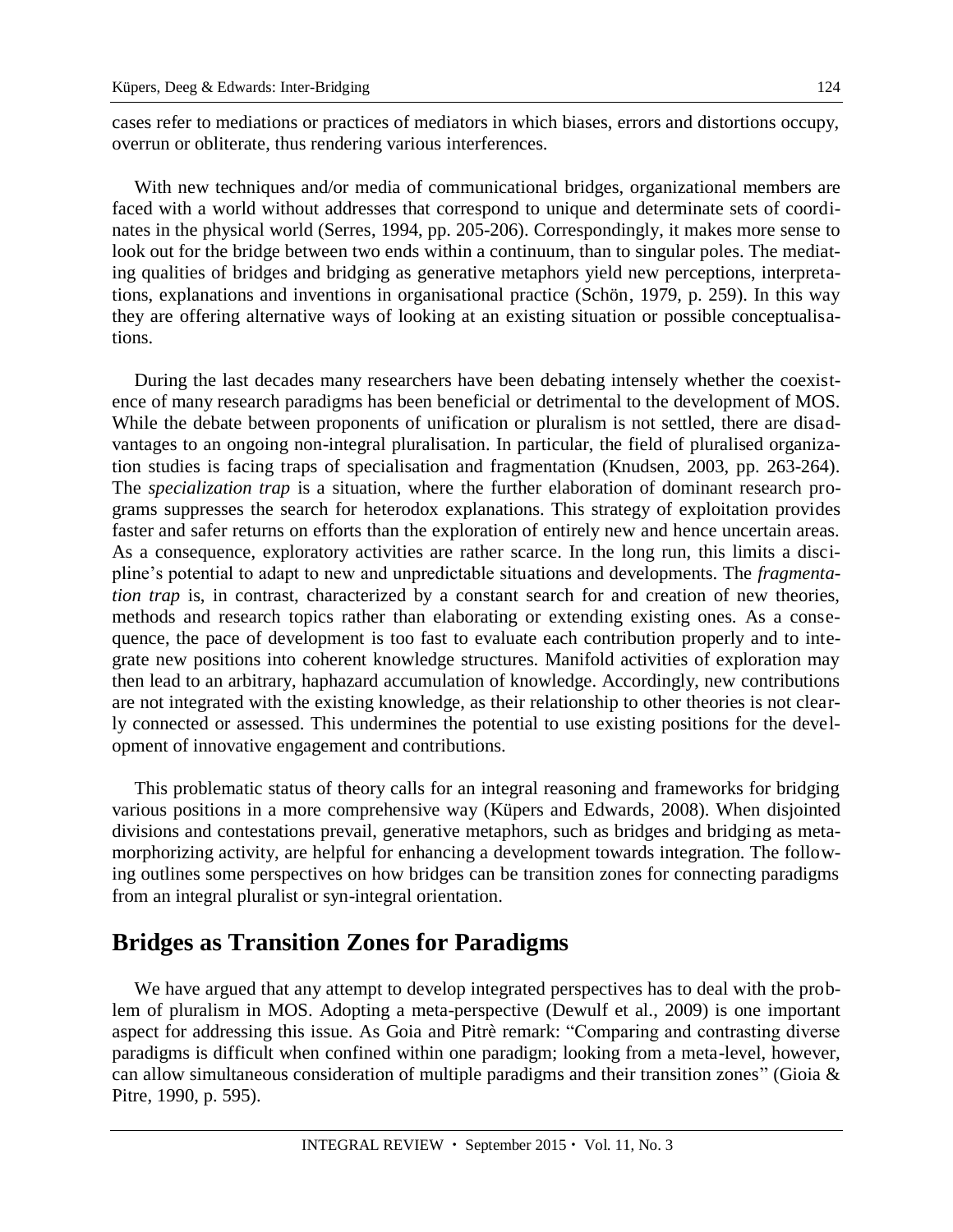cases refer to mediations or practices of mediators in which biases, errors and distortions occupy, overrun or obliterate, thus rendering various interferences.

With new techniques and/or media of communicational bridges, organizational members are faced with a world without addresses that correspond to unique and determinate sets of coordinates in the physical world (Serres, 1994, pp. 205-206). Correspondingly, it makes more sense to look out for the bridge between two ends within a continuum, than to singular poles. The mediating qualities of bridges and bridging as generative metaphors yield new perceptions, interpretations, explanations and inventions in organisational practice (Schön, 1979, p. 259). In this way they are offering alternative ways of looking at an existing situation or possible conceptualisations.

During the last decades many researchers have been debating intensely whether the coexistence of many research paradigms has been beneficial or detrimental to the development of MOS. While the debate between proponents of unification or pluralism is not settled, there are disadvantages to an ongoing non-integral pluralisation. In particular, the field of pluralised organization studies is facing traps of specialisation and fragmentation (Knudsen, 2003, pp. 263-264). The *specialization trap* is a situation, where the further elaboration of dominant research programs suppresses the search for heterodox explanations. This strategy of exploitation provides faster and safer returns on efforts than the exploration of entirely new and hence uncertain areas. As a consequence, exploratory activities are rather scarce. In the long run, this limits a discipline's potential to adapt to new and unpredictable situations and developments. The *fragmentation trap* is, in contrast, characterized by a constant search for and creation of new theories, methods and research topics rather than elaborating or extending existing ones. As a consequence, the pace of development is too fast to evaluate each contribution properly and to integrate new positions into coherent knowledge structures. Manifold activities of exploration may then lead to an arbitrary, haphazard accumulation of knowledge. Accordingly, new contributions are not integrated with the existing knowledge, as their relationship to other theories is not clearly connected or assessed. This undermines the potential to use existing positions for the development of innovative engagement and contributions.

This problematic status of theory calls for an integral reasoning and frameworks for bridging various positions in a more comprehensive way (Küpers and Edwards, 2008). When disjointed divisions and contestations prevail, generative metaphors, such as bridges and bridging as metamorphorizing activity, are helpful for enhancing a development towards integration. The following outlines some perspectives on how bridges can be transition zones for connecting paradigms from an integral pluralist or syn-integral orientation.

## Bridges as Transition Zones for Paradigms

We have argued that any attempt to develop integrated perspectives has to deal with the problem of pluralism in MOS. Adopting a meta-perspective (Dewulf et al., 2009) is one important aspect for addressing this issue. As Goia and Pitrè remark: "Comparing and contrasting diverse paradigms is difficult when confined within one paradigm; looking from a meta-level, however, can allow simultaneous consideration of multiple paradigms and their transition zones" (Gioia & Pitre, 1990, p. 595).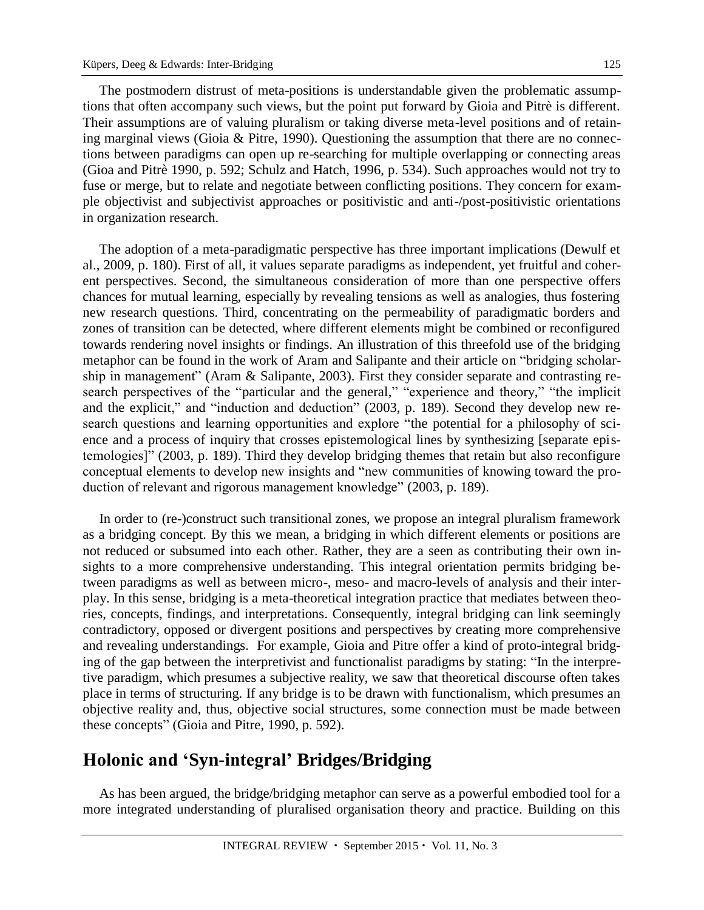The postmodern distrust of meta-positions is understandable given the problematic assumptions that often accompany such views, but the point put forward by Gioia and Pitrè is different. Their assumptions are of valuing pluralism or taking diverse meta-level positions and of retaining marginal views (Gioia & Pitre, 1990). Questioning the assumption that there are no connections between paradigms can open up re-searching for multiple overlapping or connecting areas (Gioa and Pitrè 1990, p. 592; Schulz and Hatch, 1996, p. 534). Such approaches would not try to fuse or merge, but to relate and negotiate between conflicting positions. They concern for example objectivist and subjectivist approaches or positivistic and anti-/post-positivistic orientations in organization research.

The adoption of a meta-paradigmatic perspective has three important implications (Dewulf et al., 2009, p. 180). First of all, it values separate paradigms as independent, yet fruitful and coherent perspectives. Second, the simultaneous consideration of more than one perspective offers chances for mutual learning, especially by revealing tensions as well as analogies, thus fostering new research questions. Third, concentrating on the permeability of paradigmatic borders and zones of transition can be detected, where different elements might be combined or reconfigured towards rendering novel insights or findings. An illustration of this threefold use of the bridging metaphor can be found in the work of Aram and Salipante and their article on "bridging scholarship in management" (Aram & Salipante, 2003). First they consider separate and contrasting research perspectives of the "particular and the general," "experience and theory," "the implicit and the explicit," and "induction and deduction" (2003, p. 189). Second they develop new research questions and learning opportunities and explore "the potential for a philosophy of science and a process of inquiry that crosses epistemological lines by synthesizing [separate epistemologies]" (2003, p. 189). Third they develop bridging themes that retain but also reconfigure conceptual elements to develop new insights and "new communities of knowing toward the production of relevant and rigorous management knowledge" (2003, p. 189).

In order to (re-)construct such transitional zones, we propose an integral pluralism framework as a bridging concept. By this we mean, a bridging in which different elements or positions are not reduced or subsumed into each other. Rather, they are a seen as contributing their own insights to a more comprehensive understanding. This integral orientation permits bridging between paradigms as well as between micro-, meso- and macro-levels of analysis and their interplay. In this sense, bridging is a meta-theoretical integration practice that mediates between theories, concepts, findings, and interpretations. Consequently, integral bridging can link seemingly contradictory, opposed or divergent positions and perspectives by creating more comprehensive and revealing understandings. For example, Gioia and Pitre offer a kind of proto-integral bridging of the gap between the interpretivist and functionalist paradigms by stating: "In the interpretive paradigm, which presumes a subjective reality, we saw that theoretical discourse often takes place in terms of structuring. If any bridge is to be drawn with functionalism, which presumes an objective reality and, thus, objective social structures, some connection must be made between these concepts" (Gioia and Pitre, 1990, p. 592).

## Holonic and 'Syn-integral' Bridges/Bridging

As has been argued, the bridge/bridging metaphor can serve as a powerful embodied tool for a more integrated understanding of pluralised organisation theory and practice. Building on this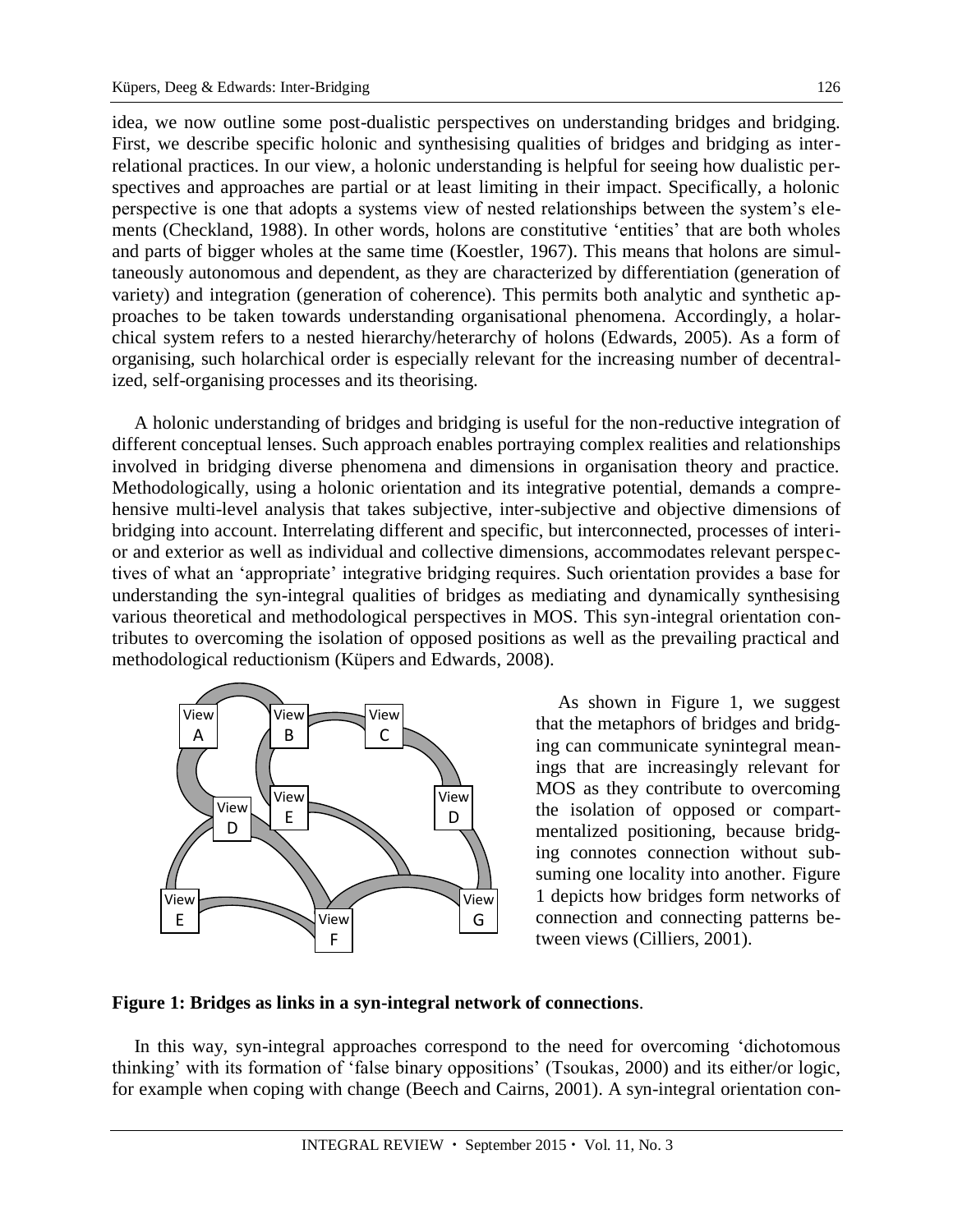idea, we now outline some post-dualistic perspectives on understanding bridges and bridging. First, we describe specific holonic and synthesising qualities of bridges and bridging as inter-relational practices. In our view, a holonic understanding is helpful for seeing how dualistic perspectives and approaches are partial or at least limiting in their impact. Specifically, a holonic perspective is one that adopts a systems view of nested relationships between the system's elements (Checkland, 1988). In other words, holons are constitutive 'entities' that are both wholes and parts of bigger wholes at the same time (Koestler, 1967). This means that holons are simultaneously autonomous and dependent, as they are characterized by differentiation (generation of variety) and integration (generation of coherence). This permits both analytic and synthetic approaches to be taken towards understanding organisational phenomena. Accordingly, a holarchical system refers to a nested hierarchy/heterarchy of holons (Edwards, 2005). As a form of organising, such holarchical order is especially relevant for the increasing number of decentralized, self-organising processes and its theorising.

A holonic understanding of bridges and bridging is useful for the non-reductive integration of different conceptual lenses. Such approach enables portraying complex realities and relationships involved in bridging diverse phenomena and dimensions in organisation theory and practice. Methodologically, using a holonic orientation and its integrative potential, demands a comprehensive multi-level analysis that takes subjective, inter-subjective and objective dimensions of bridging into account. Interrelating different and specific, but interconnected, processes of interior and exterior as well as individual and collective dimensions, accommodates relevant perspectives of what an 'appropriate' integrative bridging requires. Such orientation provides a base for understanding the syn-integral qualities of bridges as mediating and dynamically synthesising various theoretical and methodological perspectives in MOS. This syn-integral orientation contributes to overcoming the isolation of opposed positions as well as the prevailing practical and methodological reductionism (Küpers and Edwards, 2008).

As shown in Figure 1, we suggest that the metaphors of bridges and bridging can communicate synintegral meanings that are increasingly relevant for MOS as they contribute to overcoming the isolation of opposed or compartmentalized positioning, because bridging connotes connection without subsuming one locality into another. Figure 1 depicts how bridges form networks of connection and connecting patterns between views (Cilliers, 2001).

**Figure 1: Bridges as links in a syn-integral network of connections**.

In this way, syn-integral approaches correspond to the need for overcoming 'dichotomous thinking' with its formation of 'false binary oppositions' (Tsoukas, 2000) and its either/or logic, for example when coping with change (Beech and Cairns, 2001). A syn-integral orientation con-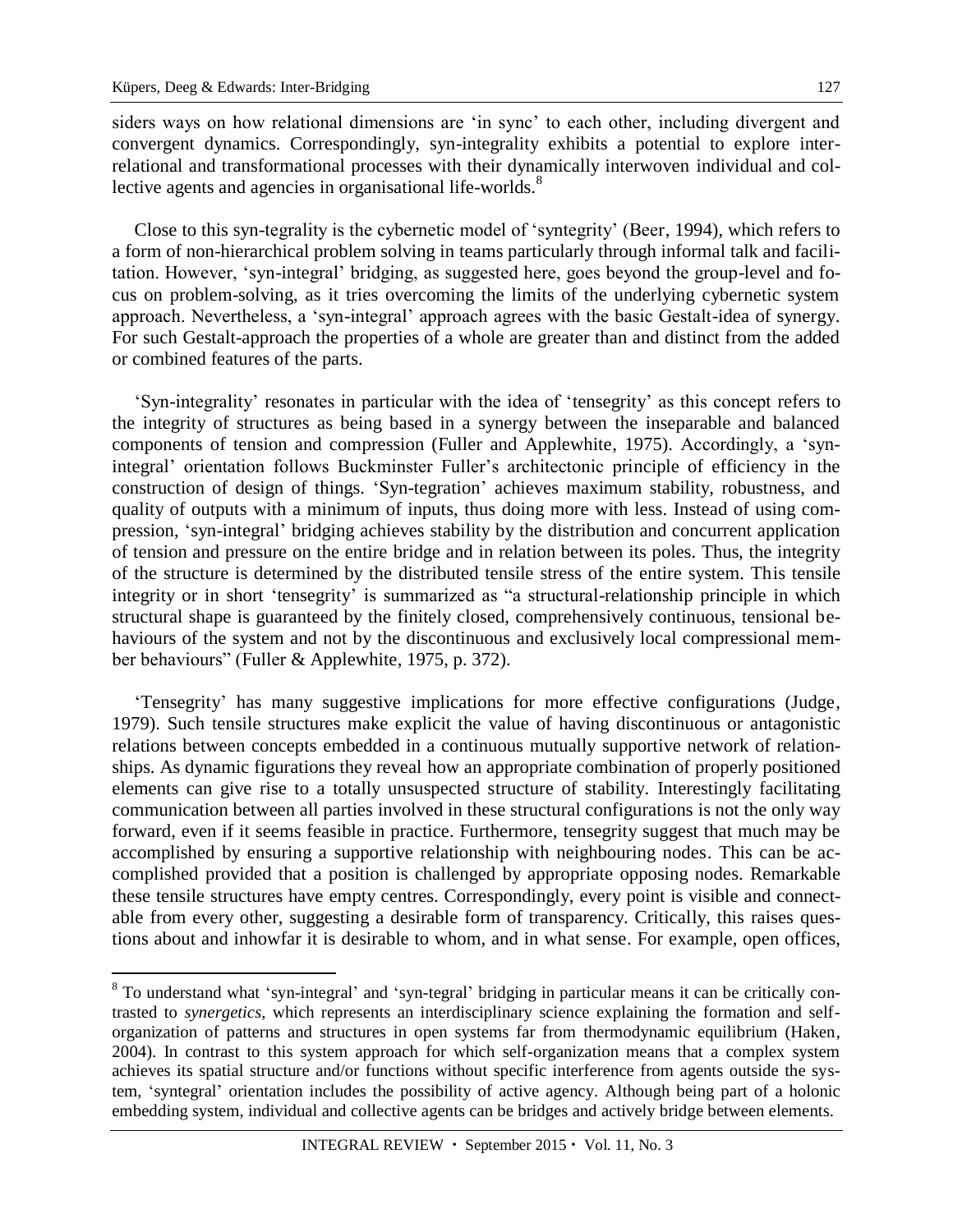siders ways on how relational dimensions are 'in sync' to each other, including divergent and convergent dynamics. Correspondingly, syn-integrality exhibits a potential to explore inter-relational and transformational processes with their dynamically interwoven individual and collective agents and agencies in organisational life-worlds.[8]

Close to this syn-tegrality is the cybernetic model of 'syntegrity' (Beer, 1994), which refers to a form of non-hierarchical problem solving in teams particularly through informal talk and facilitation. However, 'syn-integral' bridging, as suggested here, goes beyond the group-level and focus on problem-solving, as it tries overcoming the limits of the underlying cybernetic system approach. Nevertheless, a 'syn-integral' approach agrees with the basic Gestalt-idea of synergy. For such Gestalt-approach the properties of a whole are greater than and distinct from the added or combined features of the parts.

'Syn-integrality' resonates in particular with the idea of 'tensegrity' as this concept refers to the integrity of structures as being based in a synergy between the inseparable and balanced components of tension and compression (Fuller and Applewhite, 1975). Accordingly, a 'syn-integral' orientation follows Buckminster Fuller's architectonic principle of efficiency in the construction of design of things. 'Syn-tegration' achieves maximum stability, robustness, and quality of outputs with a minimum of inputs, thus doing more with less. Instead of using compression, 'syn-integral' bridging achieves stability by the distribution and concurrent application of tension and pressure on the entire bridge and in relation between its poles. Thus, the integrity of the structure is determined by the distributed tensile stress of the entire system. This tensile integrity or in short 'tensegrity' is summarized as "a structural-relationship principle in which structural shape is guaranteed by the finitely closed, comprehensively continuous, tensional behaviours of the system and not by the discontinuous and exclusively local compressional member behaviours" (Fuller & Applewhite, 1975, p. 372).

'Tensegrity' has many suggestive implications for more effective configurations (Judge, 1979). Such tensile structures make explicit the value of having discontinuous or antagonistic relations between concepts embedded in a continuous mutually supportive network of relationships. As dynamic figurations they reveal how an appropriate combination of properly positioned elements can give rise to a totally unsuspected structure of stability. Interestingly facilitating communication between all parties involved in these structural configurations is not the only way forward, even if it seems feasible in practice. Furthermore, tensegrity suggest that much may be accomplished by ensuring a supportive relationship with neighbouring nodes. This can be accomplished provided that a position is challenged by appropriate opposing nodes. Remarkable these tensile structures have empty centres. Correspondingly, every point is visible and connectable from every other, suggesting a desirable form of transparency. Critically, this raises questions about and inhowfar it is desirable to whom, and in what sense. For example, open offices,

[8] To understand what 'syn-integral' and 'syn-tegral' bridging in particular means it can be critically contrasted to *synergetics*, which represents an interdisciplinary science explaining the formation and self-organization of patterns and structures in open systems far from thermodynamic equilibrium (Haken, 2004). In contrast to this system approach for which self-organization means that a complex system achieves its spatial structure and/or functions without specific interference from agents outside the system, 'syntegral' orientation includes the possibility of active agency. Although being part of a holonic embedding system, individual and collective agents can be bridges and actively bridge between elements.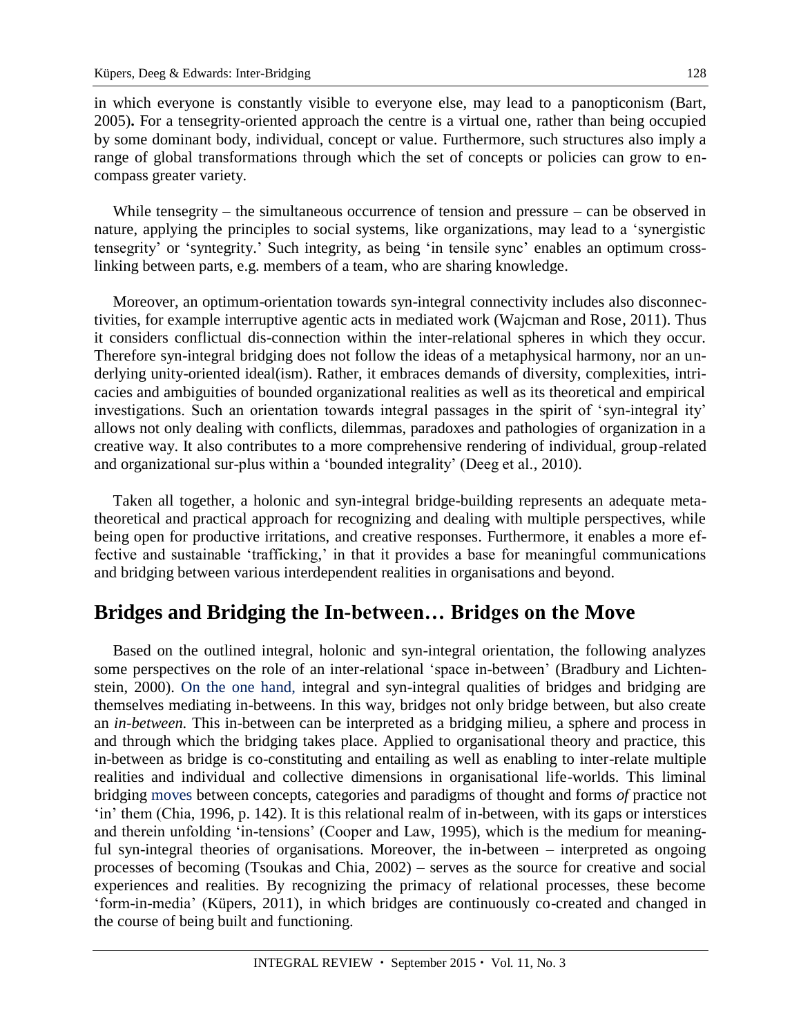in which everyone is constantly visible to everyone else, may lead to a panopticonism (Bart, 2005)**.** For a tensegrity-oriented approach the centre is a virtual one, rather than being occupied by some dominant body, individual, concept or value. Furthermore, such structures also imply a range of global transformations through which the set of concepts or policies can grow to encompass greater variety.

While tensegrity – the simultaneous occurrence of tension and pressure – can be observed in nature, applying the principles to social systems, like organizations, may lead to a 'synergistic tensegrity' or 'syntegrity.' Such integrity, as being 'in tensile sync' enables an optimum cross-linking between parts, e.g. members of a team, who are sharing knowledge.

Moreover, an optimum-orientation towards syn-integral connectivity includes also disconnectivities, for example interruptive agentic acts in mediated work (Wajcman and Rose, 2011). Thus it considers conflictual dis-connection within the inter-relational spheres in which they occur. Therefore syn-integral bridging does not follow the ideas of a metaphysical harmony, nor an underlying unity-oriented ideal(ism). Rather, it embraces demands of diversity, complexities, intricacies and ambiguities of bounded organizational realities as well as its theoretical and empirical investigations. Such an orientation towards integral passages in the spirit of 'syn-integral ity' allows not only dealing with conflicts, dilemmas, paradoxes and pathologies of organization in a creative way. It also contributes to a more comprehensive rendering of individual, group-related and organizational sur-plus within a 'bounded integrality' (Deeg et al., 2010).

Taken all together, a holonic and syn-integral bridge-building represents an adequate meta-theoretical and practical approach for recognizing and dealing with multiple perspectives, while being open for productive irritations, and creative responses. Furthermore, it enables a more effective and sustainable 'trafficking,' in that it provides a base for meaningful communications and bridging between various interdependent realities in organisations and beyond.

## Bridges and Bridging the In-between… Bridges on the Move

Based on the outlined integral, holonic and syn-integral orientation, the following analyzes some perspectives on the role of an inter-relational 'space in-between' (Bradbury and Lichtenstein, 2000). On the one hand, integral and syn-integral qualities of bridges and bridging are themselves mediating in-betweens. In this way, bridges not only bridge between, but also create an *in-between.* This in-between can be interpreted as a bridging milieu, a sphere and process in and through which the bridging takes place. Applied to organisational theory and practice, this in-between as bridge is co-constituting and entailing as well as enabling to inter-relate multiple realities and individual and collective dimensions in organisational life-worlds. This liminal bridging moves between concepts, categories and paradigms of thought and forms *of* practice not 'in' them (Chia, 1996, p. 142). It is this relational realm of in-between, with its gaps or interstices and therein unfolding 'in-tensions' (Cooper and Law, 1995), which is the medium for meaningful syn-integral theories of organisations. Moreover, the in-between – interpreted as ongoing processes of becoming (Tsoukas and Chia, 2002) – serves as the source for creative and social experiences and realities. By recognizing the primacy of relational processes, these become 'form-in-media' (Küpers, 2011), in which bridges are continuously co-created and changed in the course of being built and functioning.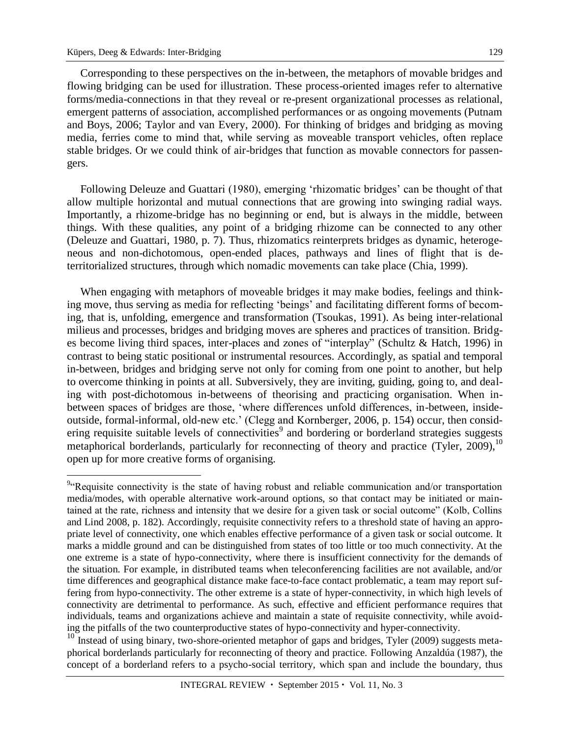Corresponding to these perspectives on the in-between, the metaphors of movable bridges and flowing bridging can be used for illustration. These process-oriented images refer to alternative forms/media-connections in that they reveal or re-present organizational processes as relational, emergent patterns of association, accomplished performances or as ongoing movements (Putnam and Boys, 2006; Taylor and van Every, 2000). For thinking of bridges and bridging as moving media, ferries come to mind that, while serving as moveable transport vehicles, often replace stable bridges. Or we could think of air-bridges that function as movable connectors for passengers.

Following Deleuze and Guattari (1980), emerging 'rhizomatic bridges' can be thought of that allow multiple horizontal and mutual connections that are growing into swinging radial ways. Importantly, a rhizome-bridge has no beginning or end, but is always in the middle, between things. With these qualities, any point of a bridging rhizome can be connected to any other (Deleuze and Guattari, 1980, p. 7). Thus, rhizomatics reinterprets bridges as dynamic, heterogeneous and non-dichotomous, open-ended places, pathways and lines of flight that is deterritorialized structures, through which nomadic movements can take place (Chia, 1999).

When engaging with metaphors of moveable bridges it may make bodies, feelings and thinking move, thus serving as media for reflecting 'beings' and facilitating different forms of becoming, that is, unfolding, emergence and transformation (Tsoukas, 1991). As being inter-relational milieus and processes, bridges and bridging moves are spheres and practices of transition. Bridges become living third spaces, inter-places and zones of "interplay" (Schultz & Hatch, 1996) in contrast to being static positional or instrumental resources. Accordingly, as spatial and temporal in-between, bridges and bridging serve not only for coming from one point to another, but help to overcome thinking in points at all. Subversively, they are inviting, guiding, going to, and dealing with post-dichotomous in-betweens of theorising and practicing organisation. When in-between spaces of bridges are those, 'where differences unfold differences, in-between, inside-outside, formal-informal, old-new etc.' (Clegg and Kornberger, 2006, p. 154) occur, then considering requisite suitable levels of connectivities[9] and bordering or borderland strategies suggests metaphorical borderlands, particularly for reconnecting of theory and practice (Tyler, 2009),[10] open up for more creative forms of organising.

---

[9]"Requisite connectivity is the state of having robust and reliable communication and/or transportation media/modes, with operable alternative work-around options, so that contact may be initiated or maintained at the rate, richness and intensity that we desire for a given task or social outcome" (Kolb, Collins and Lind 2008, p. 182). Accordingly, requisite connectivity refers to a threshold state of having an appropriate level of connectivity, one which enables effective performance of a given task or social outcome. It marks a middle ground and can be distinguished from states of too little or too much connectivity. At the one extreme is a state of hypo-connectivity, where there is insufficient connectivity for the demands of the situation. For example, in distributed teams when teleconferencing facilities are not available, and/or time differences and geographical distance make face-to-face contact problematic, a team may report suffering from hypo-connectivity. The other extreme is a state of hyper-connectivity, in which high levels of connectivity are detrimental to performance. As such, effective and efficient performance requires that individuals, teams and organizations achieve and maintain a state of requisite connectivity, while avoiding the pitfalls of the two counterproductive states of hypo-connectivity and hyper-connectivity.

[10] Instead of using binary, two-shore-oriented metaphor of gaps and bridges, Tyler (2009) suggests metaphorical borderlands particularly for reconnecting of theory and practice. Following Anzaldúa (1987), the concept of a borderland refers to a psycho-social territory, which span and include the boundary, thus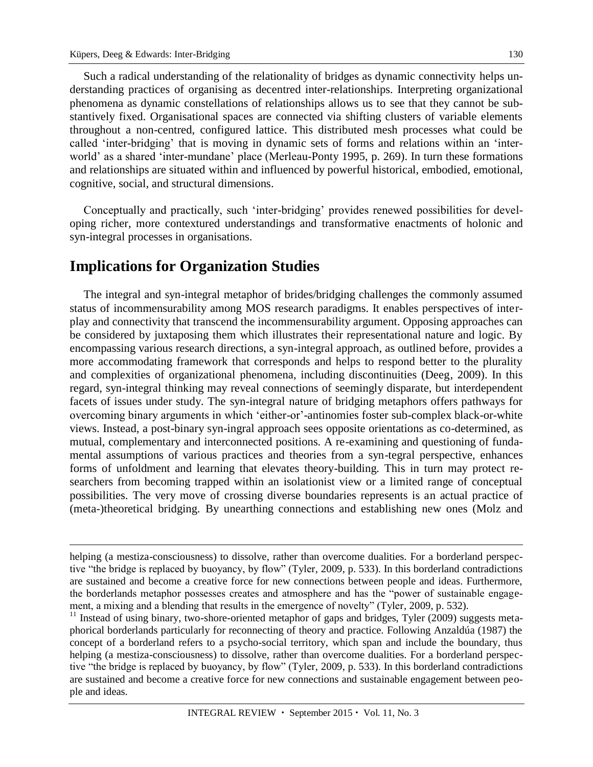Such a radical understanding of the relationality of bridges as dynamic connectivity helps understanding practices of organising as decentred inter-relationships. Interpreting organizational phenomena as dynamic constellations of relationships allows us to see that they cannot be substantively fixed. Organisational spaces are connected via shifting clusters of variable elements throughout a non-centred, configured lattice. This distributed mesh processes what could be called 'inter-bridging' that is moving in dynamic sets of forms and relations within an 'inter-world' as a shared 'inter-mundane' place (Merleau-Ponty 1995, p. 269). In turn these formations and relationships are situated within and influenced by powerful historical, embodied, emotional, cognitive, social, and structural dimensions.

Conceptually and practically, such 'inter-bridging' provides renewed possibilities for developing richer, more contextured understandings and transformative enactments of holonic and syn-integral processes in organisations.

## Implications for Organization Studies

The integral and syn-integral metaphor of brides/bridging challenges the commonly assumed status of incommensurability among MOS research paradigms. It enables perspectives of interplay and connectivity that transcend the incommensurability argument. Opposing approaches can be considered by juxtaposing them which illustrates their representational nature and logic. By encompassing various research directions, a syn-integral approach, as outlined before, provides a more accommodating framework that corresponds and helps to respond better to the plurality and complexities of organizational phenomena, including discontinuities (Deeg, 2009). In this regard, syn-integral thinking may reveal connections of seemingly disparate, but interdependent facets of issues under study. The syn-integral nature of bridging metaphors offers pathways for overcoming binary arguments in which 'either-or'-antinomies foster sub-complex black-or-white views. Instead, a post-binary syn-ingral approach sees opposite orientations as co-determined, as mutual, complementary and interconnected positions. A re-examining and questioning of fundamental assumptions of various practices and theories from a syn-tegral perspective, enhances forms of unfoldment and learning that elevates theory-building. This in turn may protect researchers from becoming trapped within an isolationist view or a limited range of conceptual possibilities. The very move of crossing diverse boundaries represents is an actual practice of (meta-)theoretical bridging. By unearthing connections and establishing new ones (Molz and

---

helping (a mestiza-consciousness) to dissolve, rather than overcome dualities. For a borderland perspective "the bridge is replaced by buoyancy, by flow" (Tyler, 2009, p. 533). In this borderland contradictions are sustained and become a creative force for new connections between people and ideas. Furthermore, the borderlands metaphor possesses creates and atmosphere and has the "power of sustainable engagement, a mixing and a blending that results in the emergence of novelty" (Tyler, 2009, p. 532).

[11] Instead of using binary, two-shore-oriented metaphor of gaps and bridges, Tyler (2009) suggests metaphorical borderlands particularly for reconnecting of theory and practice. Following Anzaldúa (1987) the concept of a borderland refers to a psycho-social territory, which span and include the boundary, thus helping (a mestiza-consciousness) to dissolve, rather than overcome dualities. For a borderland perspective "the bridge is replaced by buoyancy, by flow" (Tyler, 2009, p. 533). In this borderland contradictions are sustained and become a creative force for new connections and sustainable engagement between people and ideas.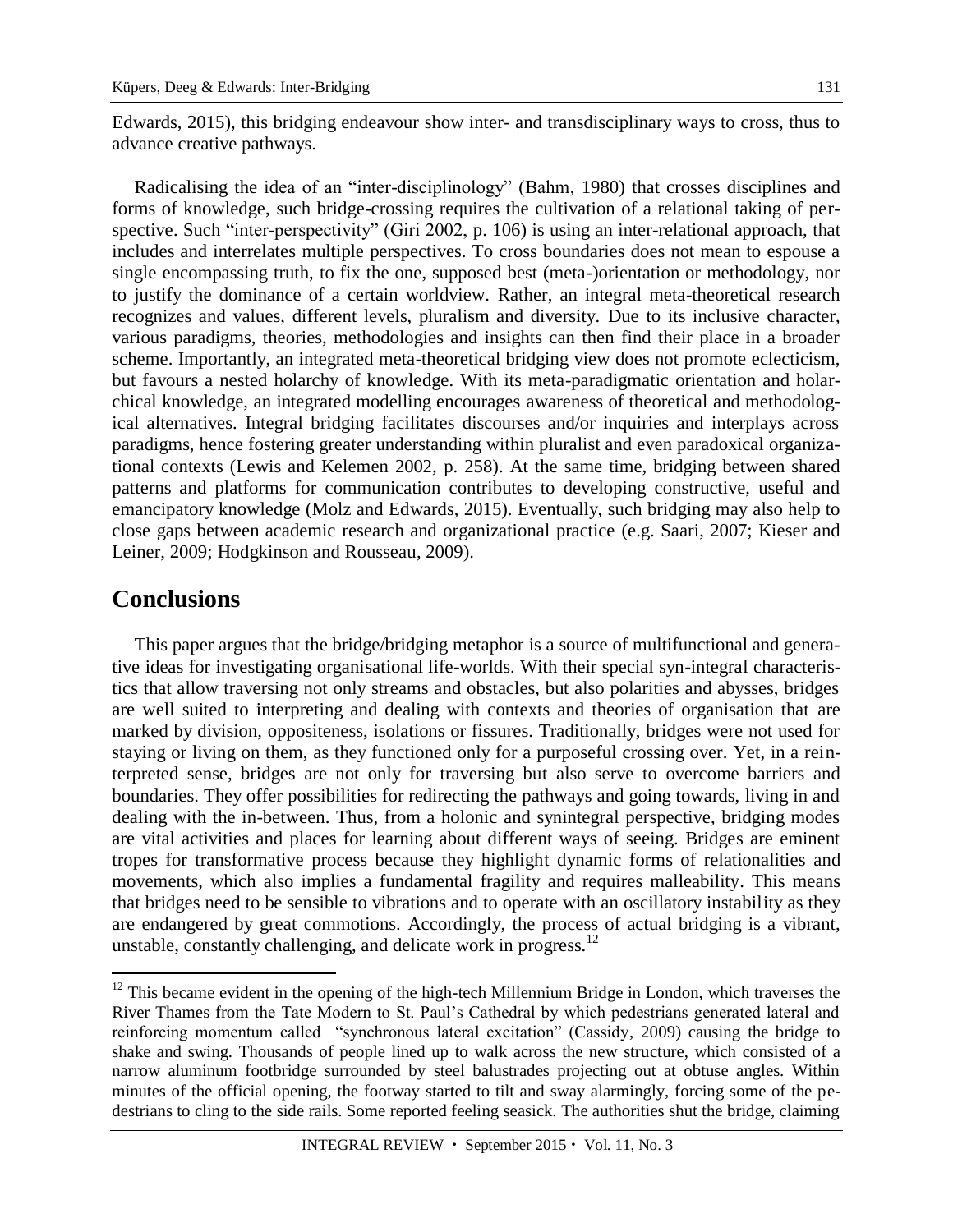Edwards, 2015), this bridging endeavour show inter- and transdisciplinary ways to cross, thus to advance creative pathways.

Radicalising the idea of an "inter-disciplinology" (Bahm, 1980) that crosses disciplines and forms of knowledge, such bridge-crossing requires the cultivation of a relational taking of perspective. Such "inter-perspectivity" (Giri 2002, p. 106) is using an inter-relational approach, that includes and interrelates multiple perspectives. To cross boundaries does not mean to espouse a single encompassing truth, to fix the one, supposed best (meta-)orientation or methodology, nor to justify the dominance of a certain worldview. Rather, an integral meta-theoretical research recognizes and values, different levels, pluralism and diversity. Due to its inclusive character, various paradigms, theories, methodologies and insights can then find their place in a broader scheme. Importantly, an integrated meta-theoretical bridging view does not promote eclecticism, but favours a nested holarchy of knowledge. With its meta-paradigmatic orientation and holarchical knowledge, an integrated modelling encourages awareness of theoretical and methodological alternatives. Integral bridging facilitates discourses and/or inquiries and interplays across paradigms, hence fostering greater understanding within pluralist and even paradoxical organizational contexts (Lewis and Kelemen 2002, p. 258). At the same time, bridging between shared patterns and platforms for communication contributes to developing constructive, useful and emancipatory knowledge (Molz and Edwards, 2015). Eventually, such bridging may also help to close gaps between academic research and organizational practice (e.g. Saari, 2007; Kieser and Leiner, 2009; Hodgkinson and Rousseau, 2009).

## Conclusions

This paper argues that the bridge/bridging metaphor is a source of multifunctional and generative ideas for investigating organisational life-worlds. With their special syn-integral characteristics that allow traversing not only streams and obstacles, but also polarities and abysses, bridges are well suited to interpreting and dealing with contexts and theories of organisation that are marked by division, oppositeness, isolations or fissures. Traditionally, bridges were not used for staying or living on them, as they functioned only for a purposeful crossing over. Yet, in a reinterpreted sense, bridges are not only for traversing but also serve to overcome barriers and boundaries. They offer possibilities for redirecting the pathways and going towards, living in and dealing with the in-between. Thus, from a holonic and synintegral perspective, bridging modes are vital activities and places for learning about different ways of seeing. Bridges are eminent tropes for transformative process because they highlight dynamic forms of relationalities and movements, which also implies a fundamental fragility and requires malleability. This means that bridges need to be sensible to vibrations and to operate with an oscillatory instability as they are endangered by great commotions. Accordingly, the process of actual bridging is a vibrant, unstable, constantly challenging, and delicate work in progress.[12]

---

[12] This became evident in the opening of the high-tech Millennium Bridge in London, which traverses the River Thames from the Tate Modern to St. Paul's Cathedral by which pedestrians generated lateral and reinforcing momentum called "synchronous lateral excitation" (Cassidy, 2009) causing the bridge to shake and swing. Thousands of people lined up to walk across the new structure, which consisted of a narrow aluminum footbridge surrounded by steel balustrades projecting out at obtuse angles. Within minutes of the official opening, the footway started to tilt and sway alarmingly, forcing some of the pedestrians to cling to the side rails. Some reported feeling seasick. The authorities shut the bridge, claiming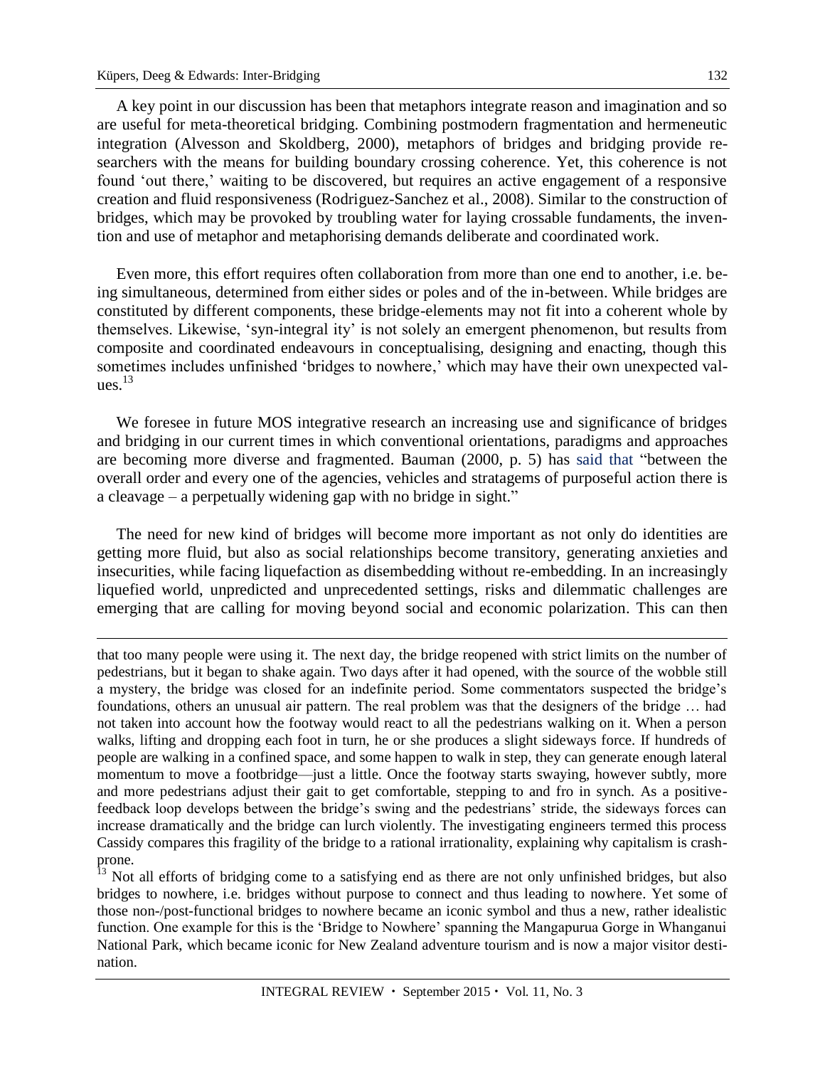A key point in our discussion has been that metaphors integrate reason and imagination and so are useful for meta-theoretical bridging. Combining postmodern fragmentation and hermeneutic integration (Alvesson and Skoldberg, 2000), metaphors of bridges and bridging provide researchers with the means for building boundary crossing coherence. Yet, this coherence is not found 'out there,' waiting to be discovered, but requires an active engagement of a responsive creation and fluid responsiveness (Rodriguez-Sanchez et al., 2008). Similar to the construction of bridges, which may be provoked by troubling water for laying crossable fundaments, the invention and use of metaphor and metaphorising demands deliberate and coordinated work.

Even more, this effort requires often collaboration from more than one end to another, i.e. being simultaneous, determined from either sides or poles and of the in-between. While bridges are constituted by different components, these bridge-elements may not fit into a coherent whole by themselves. Likewise, 'syn-integral ity' is not solely an emergent phenomenon, but results from composite and coordinated endeavours in conceptualising, designing and enacting, though this sometimes includes unfinished 'bridges to nowhere,' which may have their own unexpected values.[13]

We foresee in future MOS integrative research an increasing use and significance of bridges and bridging in our current times in which conventional orientations, paradigms and approaches are becoming more diverse and fragmented. Bauman (2000, p. 5) has said that "between the overall order and every one of the agencies, vehicles and stratagems of purposeful action there is a cleavage – a perpetually widening gap with no bridge in sight."

The need for new kind of bridges will become more important as not only do identities are getting more fluid, but also as social relationships become transitory, generating anxieties and insecurities, while facing liquefaction as disembedding without re-embedding. In an increasingly liquefied world, unpredicted and unprecedented settings, risks and dilemmatic challenges are emerging that are calling for moving beyond social and economic polarization. This can then

---

that too many people were using it. The next day, the bridge reopened with strict limits on the number of pedestrians, but it began to shake again. Two days after it had opened, with the source of the wobble still a mystery, the bridge was closed for an indefinite period. Some commentators suspected the bridge's foundations, others an unusual air pattern. The real problem was that the designers of the bridge … had not taken into account how the footway would react to all the pedestrians walking on it. When a person walks, lifting and dropping each foot in turn, he or she produces a slight sideways force. If hundreds of people are walking in a confined space, and some happen to walk in step, they can generate enough lateral momentum to move a footbridge—just a little. Once the footway starts swaying, however subtly, more and more pedestrians adjust their gait to get comfortable, stepping to and fro in synch. As a positive-feedback loop develops between the bridge's swing and the pedestrians' stride, the sideways forces can increase dramatically and the bridge can lurch violently. The investigating engineers termed this process Cassidy compares this fragility of the bridge to a rational irrationality, explaining why capitalism is crash-prone.

[13] Not all efforts of bridging come to a satisfying end as there are not only unfinished bridges, but also bridges to nowhere, i.e. bridges without purpose to connect and thus leading to nowhere. Yet some of those non-/post-functional bridges to nowhere became an iconic symbol and thus a new, rather idealistic function. One example for this is the 'Bridge to Nowhere' spanning the Mangapurua Gorge in Whanganui National Park, which became iconic for New Zealand adventure tourism and is now a major visitor destination.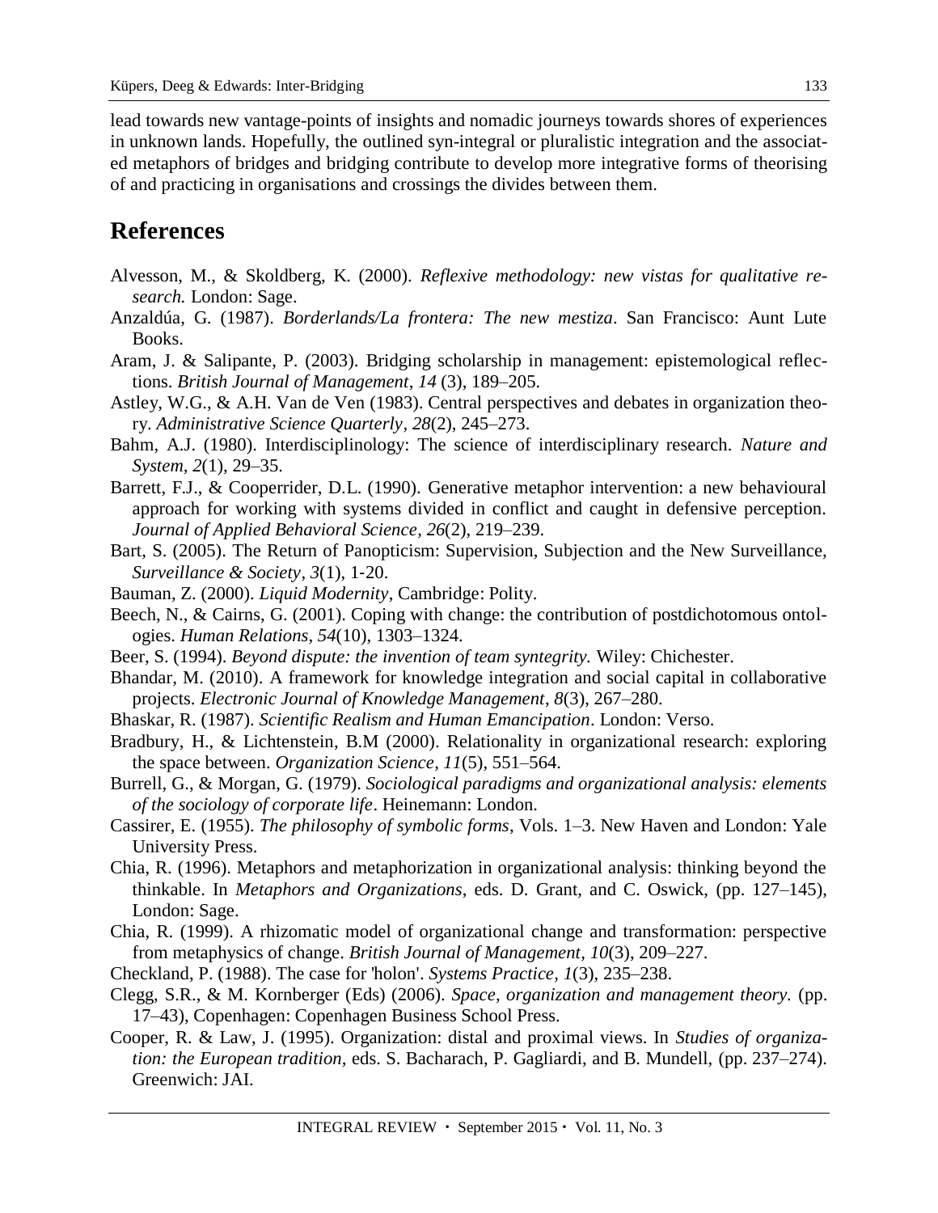lead towards new vantage-points of insights and nomadic journeys towards shores of experiences in unknown lands. Hopefully, the outlined syn-integral or pluralistic integration and the associated metaphors of bridges and bridging contribute to develop more integrative forms of theorising of and practicing in organisations and crossings the divides between them.

## References

Alvesson, M., & Skoldberg, K. (2000). *Reflexive methodology: new vistas for qualitative research.* London: Sage.

Anzaldúa, G. (1987). *Borderlands/La frontera: The new mestiza*. San Francisco: Aunt Lute Books.

Aram, J. & Salipante, P. (2003). Bridging scholarship in management: epistemological reflections. *British Journal of Management*, *14* (3), 189–205.

Astley, W.G., & A.H. Van de Ven (1983). Central perspectives and debates in organization theory. *Administrative Science Quarterly, 28*(2), 245–273.

Bahm, A.J. (1980). Interdisciplinology: The science of interdisciplinary research. *Nature and System*, *2*(1), 29–35.

Barrett, F.J., & Cooperrider, D.L. (1990). Generative metaphor intervention: a new behavioural approach for working with systems divided in conflict and caught in defensive perception. *Journal of Applied Behavioral Science, 26*(2), 219–239.

Bart, S. (2005). The Return of Panopticism: Supervision, Subjection and the New Surveillance, *Surveillance & Society*, *3*(1), 1-20.

Bauman, Z. (2000). *Liquid Modernity*, Cambridge: Polity.

Beech, N., & Cairns, G. (2001). Coping with change: the contribution of postdichotomous ontologies. *Human Relations*, *54*(10), 1303–1324.

Beer, S. (1994). *Beyond dispute: the invention of team syntegrity.* Wiley: Chichester.

Bhandar, M. (2010). A framework for knowledge integration and social capital in collaborative projects. *Electronic Journal of Knowledge Management*, *8*(3), 267–280.

Bhaskar, R. (1987). *Scientific Realism and Human Emancipation*. London: Verso.

Bradbury, H., & Lichtenstein, B.M (2000). Relationality in organizational research: exploring the space between. *Organization Science*, *11*(5), 551–564.

Burrell, G., & Morgan, G. (1979). *Sociological paradigms and organizational analysis: elements of the sociology of corporate life*. Heinemann: London.

Cassirer, E. (1955). *The philosophy of symbolic forms*, Vols. 1–3. New Haven and London: Yale University Press.

Chia, R. (1996). Metaphors and metaphorization in organizational analysis: thinking beyond the thinkable. In *Metaphors and Organizations*, eds. D. Grant, and C. Oswick, (pp. 127–145), London: Sage.

Chia, R. (1999). A rhizomatic model of organizational change and transformation: perspective from metaphysics of change. *British Journal of Management, 10*(3), 209–227.

Checkland, P. (1988). The case for 'holon'. *Systems Practice, 1*(3), 235–238.

Clegg, S.R., & M. Kornberger (Eds) (2006). *Space, organization and management theory*. (pp. 17–43), Copenhagen: Copenhagen Business School Press.

Cooper, R. & Law, J. (1995). Organization: distal and proximal views. In *Studies of organization: the European tradition*, eds. S. Bacharach, P. Gagliardi, and B. Mundell, (pp. 237–274). Greenwich: JAI.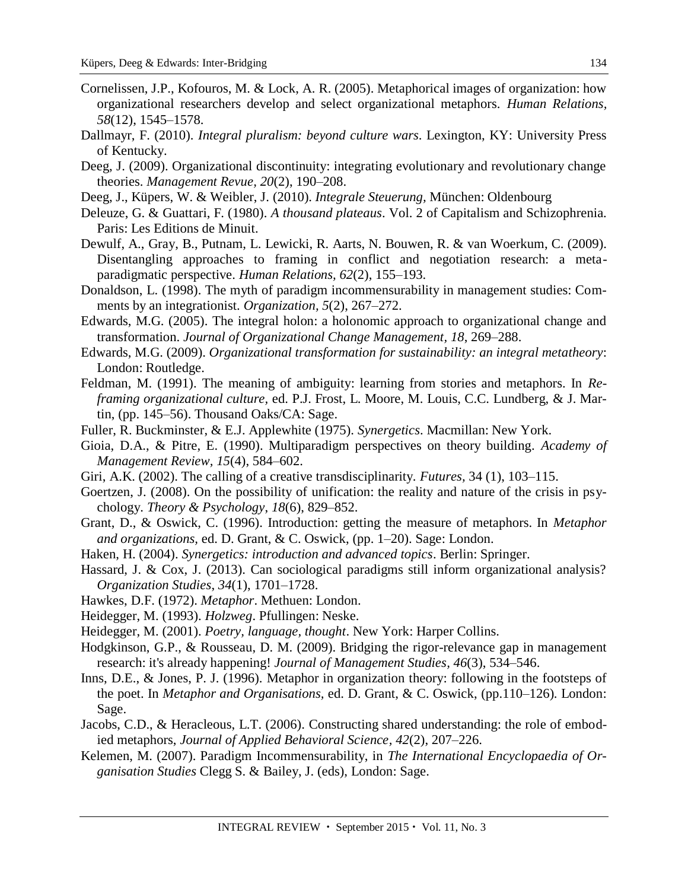Cornelissen, J.P., Kofouros, M. & Lock, A. R. (2005). Metaphorical images of organization: how organizational researchers develop and select organizational metaphors. *Human Relations, 58*(12), 1545–1578.

Dallmayr, F. (2010). *Integral pluralism: beyond culture wars*. Lexington, KY: University Press of Kentucky.

Deeg, J. (2009). Organizational discontinuity: integrating evolutionary and revolutionary change theories. *Management Revue, 20*(2), 190–208.

Deeg, J., Küpers, W. & Weibler, J. (2010). *Integrale Steuerung,* München: Oldenbourg

Deleuze, G. & Guattari, F. (1980). *A thousand plateaus*. Vol. 2 of Capitalism and Schizophrenia. Paris: Les Editions de Minuit.

Dewulf, A., Gray, B., Putnam, L. Lewicki, R. Aarts, N. Bouwen, R. & van Woerkum, C. (2009). Disentangling approaches to framing in conflict and negotiation research: a meta-paradigmatic perspective. *Human Relations, 62*(2), 155–193.

Donaldson, L. (1998). The myth of paradigm incommensurability in management studies: Comments by an integrationist. *Organization, 5*(2), 267–272.

Edwards, M.G. (2005). The integral holon: a holonomic approach to organizational change and transformation. *Journal of Organizational Change Management, 18*, 269–288.

Edwards, M.G. (2009). *Organizational transformation for sustainability: an integral metatheory*: London: Routledge.

Feldman, M. (1991). The meaning of ambiguity: learning from stories and metaphors. In *Reframing organizational culture,* ed. P.J. Frost, L. Moore, M. Louis, C.C. Lundberg, & J. Martin, (pp. 145–56). Thousand Oaks/CA: Sage.

Fuller, R. Buckminster, & E.J. Applewhite (1975). *Synergetics*. Macmillan: New York.

Gioia, D.A., & Pitre, E. (1990). Multiparadigm perspectives on theory building. *Academy of Management Review, 15*(4), 584–602.

Giri, A.K. (2002). The calling of a creative transdisciplinarity. *Futures*, 34 (1), 103–115.

Goertzen, J. (2008). On the possibility of unification: the reality and nature of the crisis in psychology. *Theory & Psychology*, *18*(6), 829–852.

Grant, D., & Oswick, C. (1996). Introduction: getting the measure of metaphors. In *Metaphor and organizations,* ed. D. Grant, & C. Oswick, (pp. 1–20). Sage: London.

Haken, H. (2004). *Synergetics: introduction and advanced topics*. Berlin: Springer.

Hassard, J. & Cox, J. (2013). Can sociological paradigms still inform organizational analysis? *Organization Studies, 34*(1), 1701–1728.

Hawkes, D.F. (1972). *Metaphor*. Methuen: London.

Heidegger, M. (1993). *Holzweg*. Pfullingen: Neske.

Heidegger, M. (2001). *Poetry, language, thought*. New York: Harper Collins.

Hodgkinson, G.P., & Rousseau, D. M. (2009). Bridging the rigor-relevance gap in management research: it's already happening! *Journal of Management Studies, 46*(3), 534–546.

Inns, D.E., & Jones, P. J. (1996). Metaphor in organization theory: following in the footsteps of the poet. In *Metaphor and Organisations*, ed. D. Grant, & C. Oswick, (pp.110–126). London: Sage.

Jacobs, C.D., & Heracleous, L.T. (2006). Constructing shared understanding: the role of embodied metaphors, *Journal of Applied Behavioral Science, 42*(2), 207–226.

Kelemen, M. (2007). Paradigm Incommensurability, in *The International Encyclopaedia of Organisation Studies* Clegg S. & Bailey, J. (eds), London: Sage.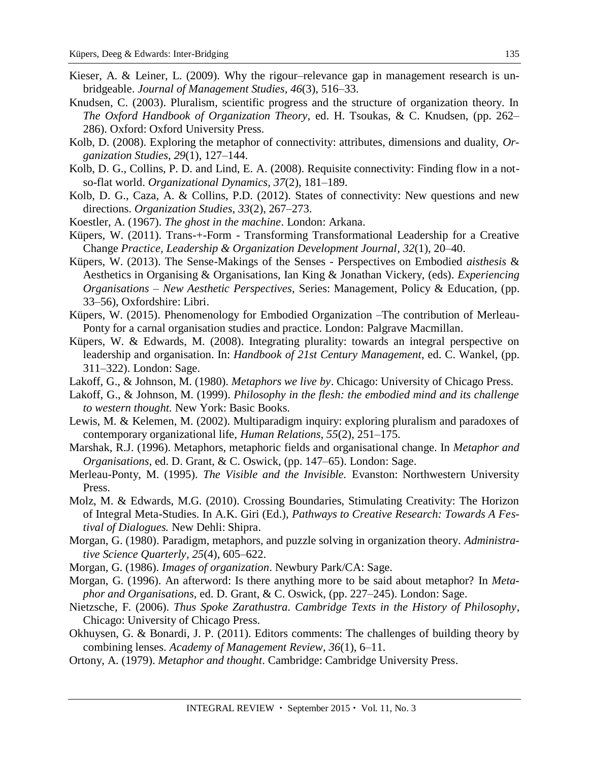Kieser, A. & Leiner, L. (2009). Why the rigour–relevance gap in management research is unbridgeable. *Journal of Management Studies*, *46*(3), 516–33.

Knudsen, C. (2003). Pluralism, scientific progress and the structure of organization theory. In *The Oxford Handbook of Organization Theory*, ed. H. Tsoukas, & C. Knudsen, (pp. 262–286). Oxford: Oxford University Press.

Kolb, D. (2008). Exploring the metaphor of connectivity: attributes, dimensions and duality, *Organization Studies, 29*(1), 127–144.

Kolb, D. G., Collins, P. D. and Lind, E. A. (2008). Requisite connectivity: Finding flow in a not-so-flat world. *Organizational Dynamics*, *37*(2), 181–189.

Kolb, D. G., Caza, A. & Collins, P.D. (2012). States of connectivity: New questions and new directions. *Organization Studies*, *33*(2), 267–273.

Koestler, A. (1967). *The ghost in the machine*. London: Arkana.

Küpers, W. (2011). Trans-+-Form - Transforming Transformational Leadership for a Creative Change *Practice, Leadership & Organization Development Journal, 32*(1), 20–40.

Küpers, W. (2013). The Sense-Makings of the Senses - Perspectives on Embodied *aisthesis* & Aesthetics in Organising & Organisations, Ian King & Jonathan Vickery, (eds). *Experiencing Organisations – New Aesthetic Perspectives*, Series: Management, Policy & Education, (pp. 33–56), Oxfordshire: Libri.

Küpers, W. (2015). Phenomenology for Embodied Organization –The contribution of Merleau-Ponty for a carnal organisation studies and practice. London: Palgrave Macmillan.

Küpers, W. & Edwards, M. (2008). Integrating plurality: towards an integral perspective on leadership and organisation. In: *Handbook of 21st Century Management*, ed. C. Wankel, (pp. 311–322). London: Sage.

Lakoff, G., & Johnson, M. (1980). *Metaphors we live by*. Chicago: University of Chicago Press.

Lakoff, G., & Johnson, M. (1999). *Philosophy in the flesh: the embodied mind and its challenge to western thought.* New York: Basic Books.

Lewis, M. & Kelemen, M. (2002). Multiparadigm inquiry: exploring pluralism and paradoxes of contemporary organizational life, *Human Relations*, *55*(2), 251–175.

Marshak, R.J. (1996). Metaphors, metaphoric fields and organisational change. In *Metaphor and Organisations*, ed. D. Grant, & C. Oswick, (pp. 147–65). London: Sage.

Merleau-Ponty, M. (1995). *The Visible and the Invisible.* Evanston: Northwestern University Press.

Molz, M. & Edwards, M.G. (2010). Crossing Boundaries, Stimulating Creativity: The Horizon of Integral Meta-Studies. In A.K. Giri (Ed.), *Pathways to Creative Research: Towards A Festival of Dialogues.* New Dehli: Shipra.

Morgan, G. (1980). Paradigm, metaphors, and puzzle solving in organization theory. *Administrative Science Quarterly, 25*(4), 605–622.

Morgan, G. (1986). *Images of organization*. Newbury Park/CA: Sage.

Morgan, G. (1996). An afterword: Is there anything more to be said about metaphor? In *Metaphor and Organisations,* ed. D. Grant, & C. Oswick, (pp. 227–245). London: Sage.

Nietzsche, F. (2006). *Thus Spoke Zarathustra*. *Cambridge Texts in the History of Philosophy*, Chicago: University of Chicago Press.

Okhuysen, G. & Bonardi, J. P. (2011). Editors comments: The challenges of building theory by combining lenses. *Academy of Management Review*, *36*(1), 6–11.

Ortony, A. (1979). *Metaphor and thought*. Cambridge: Cambridge University Press.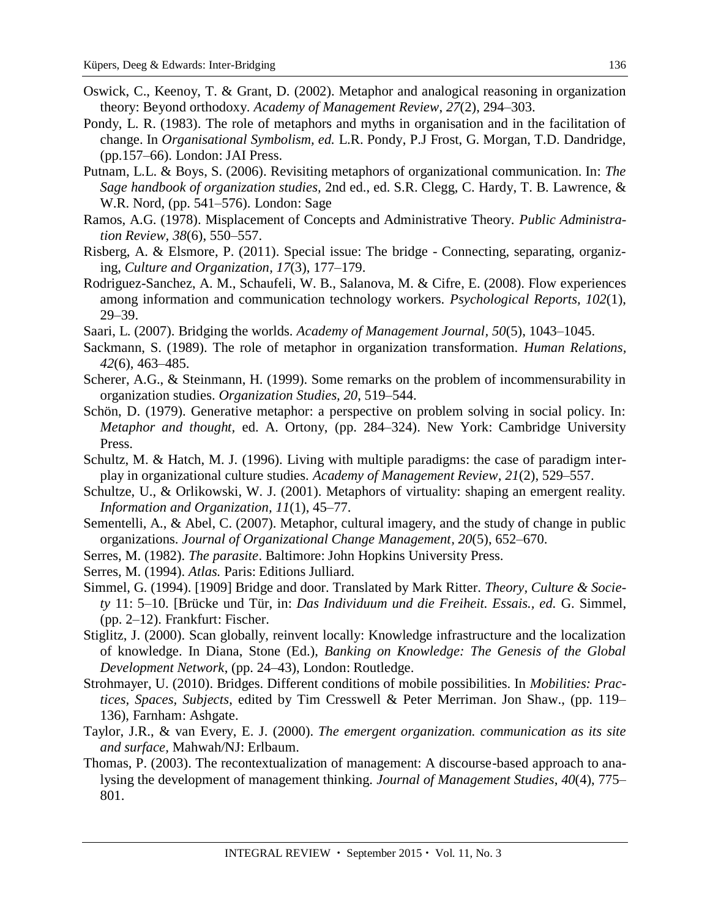Oswick, C., Keenoy, T. & Grant, D. (2002). Metaphor and analogical reasoning in organization theory: Beyond orthodoxy. *Academy of Management Review*, *27*(2), 294–303.

Pondy, L. R. (1983). The role of metaphors and myths in organisation and in the facilitation of change. In *Organisational Symbolism, ed.* L.R. Pondy, P.J Frost, G. Morgan, T.D. Dandridge, (pp.157–66). London: JAI Press.

Putnam, L.L. & Boys, S. (2006). Revisiting metaphors of organizational communication. In: *The Sage handbook of organization studies,* 2nd ed., ed. S.R. Clegg, C. Hardy, T. B. Lawrence, & W.R. Nord, (pp. 541–576). London: Sage

Ramos, A.G. (1978). Misplacement of Concepts and Administrative Theory. *Public Administration Review*, *38*(6), 550–557.

Risberg, A. & Elsmore, P. (2011). Special issue: The bridge - Connecting, separating, organizing, *Culture and Organization*, *17*(3), 177–179.

Rodriguez-Sanchez, A. M., Schaufeli, W. B., Salanova, M. & Cifre, E. (2008). Flow experiences among information and communication technology workers. *Psychological Reports, 102*(1), 29–39.

Saari, L. (2007). Bridging the worlds. *Academy of Management Journal*, *50*(5), 1043–1045.

Sackmann, S. (1989). The role of metaphor in organization transformation. *Human Relations*, *42*(6), 463–485.

Scherer, A.G., & Steinmann, H. (1999). Some remarks on the problem of incommensurability in organization studies. *Organization Studies, 20,* 519–544.

Schön, D. (1979). Generative metaphor: a perspective on problem solving in social policy. In: *Metaphor and thought*, ed. A. Ortony, (pp. 284–324). New York: Cambridge University Press.

Schultz, M. & Hatch, M. J. (1996). Living with multiple paradigms: the case of paradigm interplay in organizational culture studies. *Academy of Management Review*, *21*(2), 529–557.

Schultze, U., & Orlikowski, W. J. (2001). Metaphors of virtuality: shaping an emergent reality. *Information and Organization, 11*(1), 45–77.

Sementelli, A., & Abel, C. (2007). Metaphor, cultural imagery, and the study of change in public organizations. *Journal of Organizational Change Management*, *20*(5), 652–670.

Serres, M. (1982). *The parasite*. Baltimore: John Hopkins University Press.

Serres, M. (1994). *Atlas.* Paris: Editions Julliard.

Simmel, G. (1994). [1909] Bridge and door. Translated by Mark Ritter. *Theory, Culture & Society* 11: 5–10. [Brücke und Tür, in: *Das Individuum und die Freiheit. Essais., ed.* G. Simmel, (pp. 2–12). Frankfurt: Fischer.

Stiglitz, J. (2000). Scan globally, reinvent locally: Knowledge infrastructure and the localization of knowledge. In Diana, Stone (Ed.), *Banking on Knowledge: The Genesis of the Global Development Network*, (pp. 24–43), London: Routledge.

Strohmayer, U. (2010). Bridges. Different conditions of mobile possibilities. In *Mobilities: Practices, Spaces, Subjects*, edited by Tim Cresswell & Peter Merriman. Jon Shaw., (pp. 119–136), Farnham: Ashgate.

Taylor, J.R., & van Every, E. J. (2000). *The emergent organization. communication as its site and surface,* Mahwah/NJ: Erlbaum.

Thomas, P. (2003). The recontextualization of management: A discourse-based approach to analysing the development of management thinking. *Journal of Management Studies*, *40*(4), 775–801.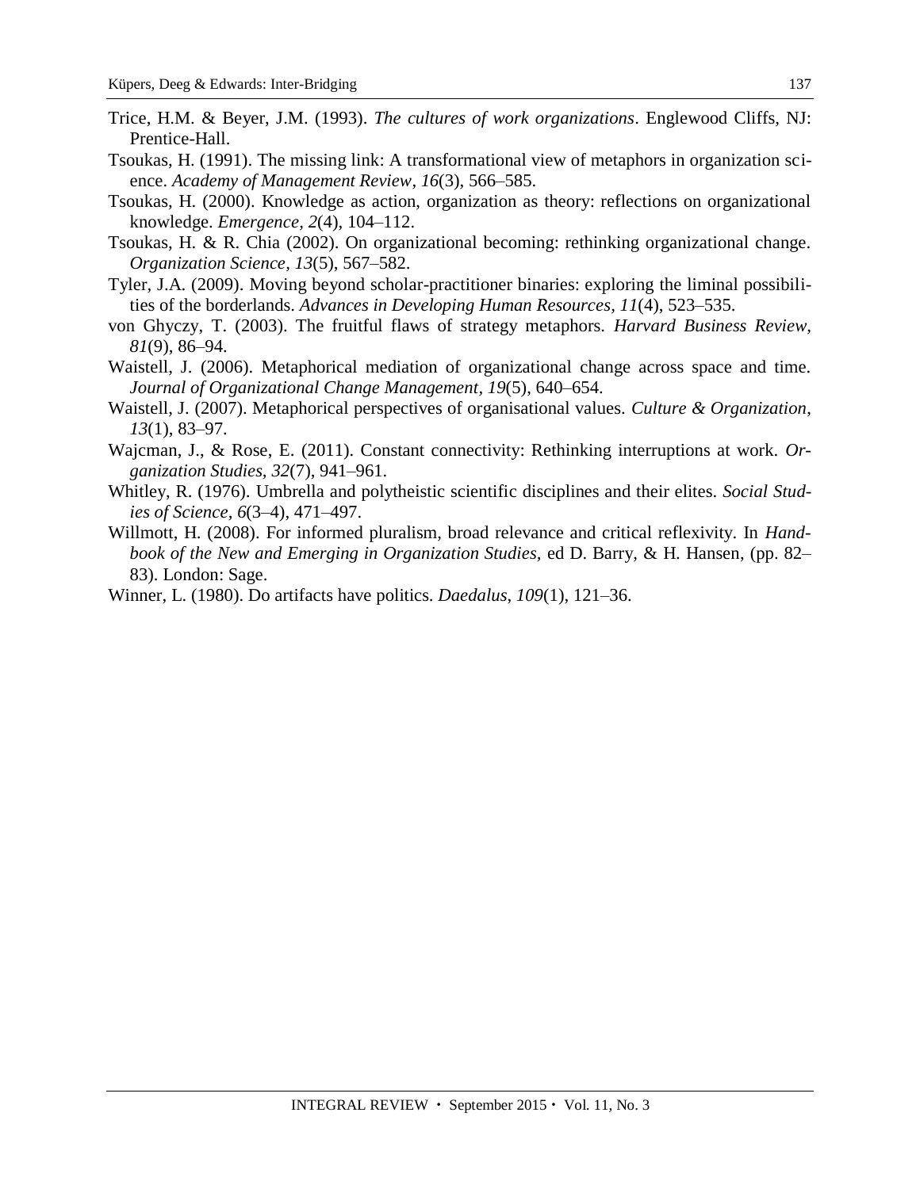Trice, H.M. & Beyer, J.M. (1993). *The cultures of work organizations*. Englewood Cliffs, NJ: Prentice-Hall.

Tsoukas, H. (1991). The missing link: A transformational view of metaphors in organization science. *Academy of Management Review*, *16*(3), 566–585.

Tsoukas, H. (2000). Knowledge as action, organization as theory: reflections on organizational knowledge. *Emergence, 2*(4), 104–112.

Tsoukas, H. & R. Chia (2002). On organizational becoming: rethinking organizational change. *Organization Science, 13*(5), 567–582.

Tyler, J.A. (2009). Moving beyond scholar-practitioner binaries: exploring the liminal possibilities of the borderlands. *Advances in Developing Human Resources, 11*(4), 523–535.

von Ghyczy, T. (2003). The fruitful flaws of strategy metaphors. *Harvard Business Review, 81*(9), 86–94.

Waistell, J. (2006). Metaphorical mediation of organizational change across space and time. *Journal of Organizational Change Management, 19*(5), 640–654.

Waistell, J. (2007). Metaphorical perspectives of organisational values. *Culture & Organization*, *13*(1), 83–97.

Wajcman, J., & Rose, E. (2011). Constant connectivity: Rethinking interruptions at work. *Organization Studies, 32*(7), 941–961.

Whitley, R. (1976). Umbrella and polytheistic scientific disciplines and their elites. *Social Studies of Science, 6*(3–4), 471–497.

Willmott, H. (2008). For informed pluralism, broad relevance and critical reflexivity. In *Handbook of the New and Emerging in Organization Studies,* ed D. Barry, & H. Hansen, (pp. 82–83). London: Sage.

Winner, L. (1980). Do artifacts have politics. *Daedalus*, *109*(1), 121–36.